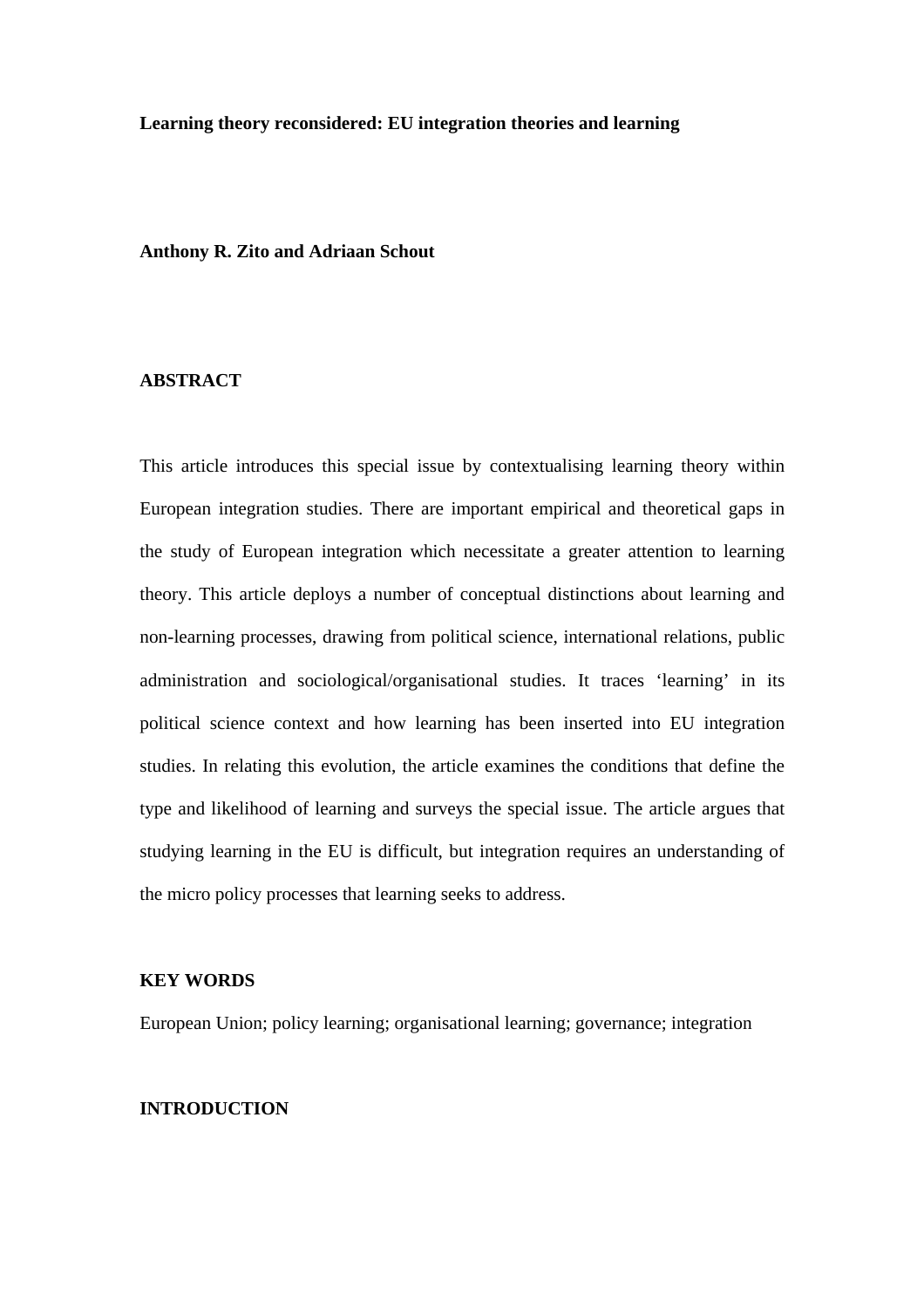# Learning theory reconsidered: EU integration theories and learning

**Anthony R. Zito and Adriaan Schout**

## ABSTRACT

This article introduces this special issue by contextualising learning theory within European integration studies. There are important empirical and theoretical gaps in the study of European integration which necessitate a greater attention to learning theory. This article deploys a number of conceptual distinctions about learning and non-learning processes, drawing from political science, international relations, public administration and sociological/organisational studies. It traces 'learning' in its political science context and how learning has been inserted into EU integration studies. In relating this evolution, the article examines the conditions that define the type and likelihood of learning and surveys the special issue. The article argues that studying learning in the EU is difficult, but integration requires an understanding of the micro policy processes that learning seeks to address.

## KEY WORDS

European Union; policy learning; organisational learning; governance; integration

## INTRODUCTION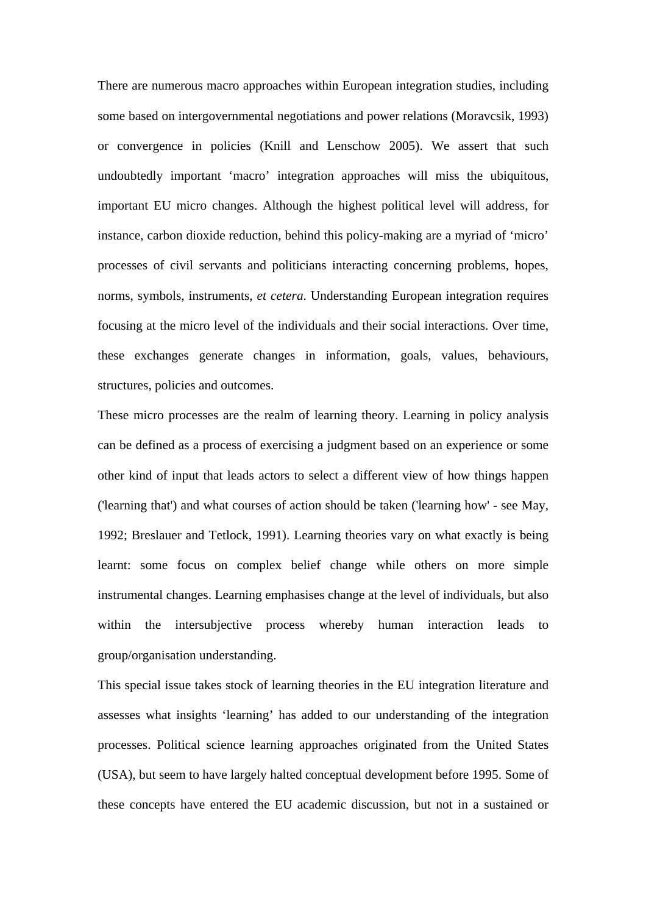There are numerous macro approaches within European integration studies, including some based on intergovernmental negotiations and power relations (Moravcsik, 1993) or convergence in policies (Knill and Lenschow 2005). We assert that such undoubtedly important 'macro' integration approaches will miss the ubiquitous, important EU micro changes. Although the highest political level will address, for instance, carbon dioxide reduction, behind this policy-making are a myriad of 'micro' processes of civil servants and politicians interacting concerning problems, hopes, norms, symbols, instruments, *et cetera*. Understanding European integration requires focusing at the micro level of the individuals and their social interactions. Over time, these exchanges generate changes in information, goals, values, behaviours, structures, policies and outcomes.

These micro processes are the realm of learning theory. Learning in policy analysis can be defined as a process of exercising a judgment based on an experience or some other kind of input that leads actors to select a different view of how things happen ('learning that') and what courses of action should be taken ('learning how' - see May, 1992; Breslauer and Tetlock, 1991). Learning theories vary on what exactly is being learnt: some focus on complex belief change while others on more simple instrumental changes. Learning emphasises change at the level of individuals, but also within the intersubjective process whereby human interaction leads to group/organisation understanding.

This special issue takes stock of learning theories in the EU integration literature and assesses what insights 'learning' has added to our understanding of the integration processes. Political science learning approaches originated from the United States (USA), but seem to have largely halted conceptual development before 1995. Some of these concepts have entered the EU academic discussion, but not in a sustained or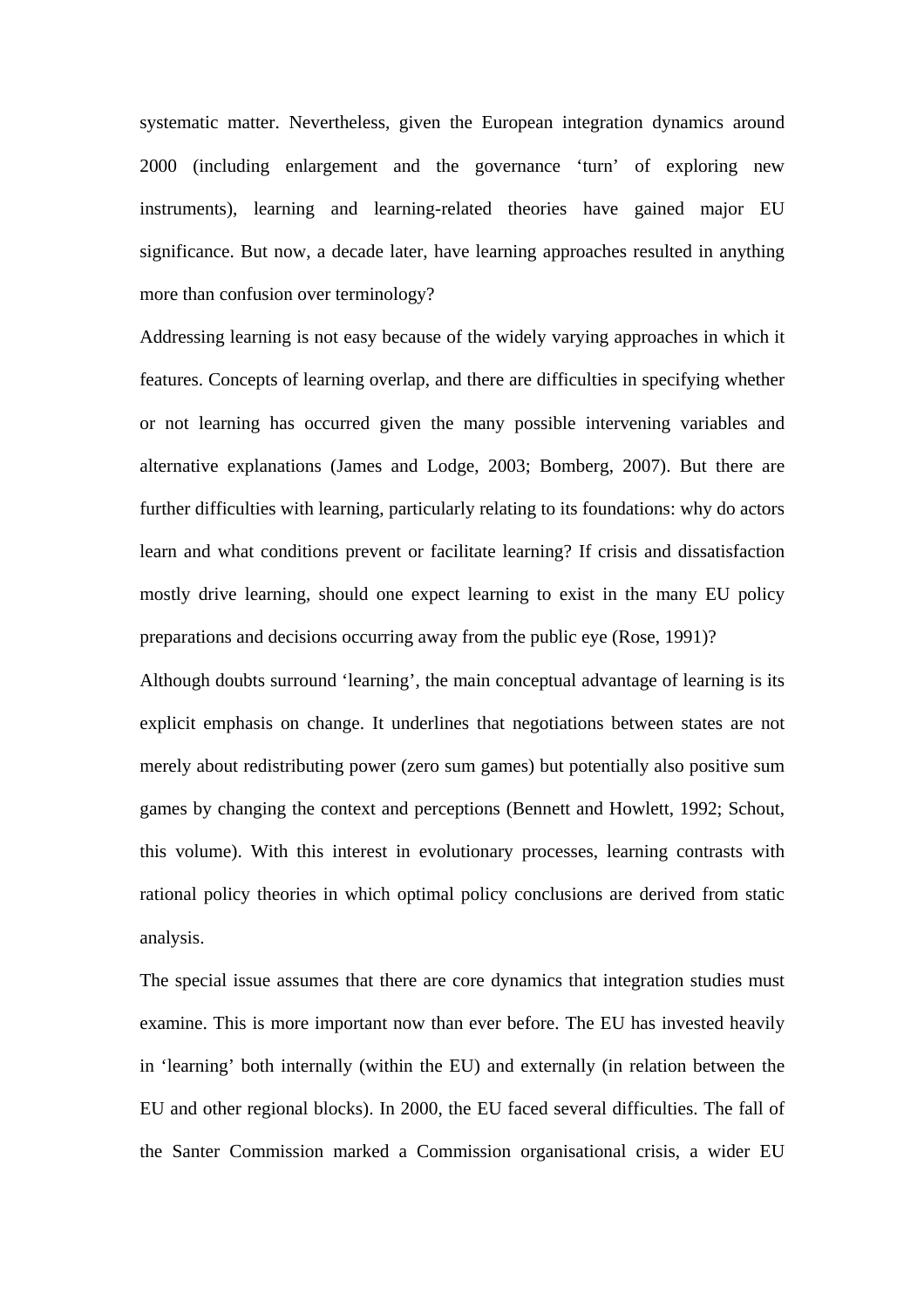systematic matter. Nevertheless, given the European integration dynamics around 2000 (including enlargement and the governance 'turn' of exploring new instruments), learning and learning-related theories have gained major EU significance. But now, a decade later, have learning approaches resulted in anything more than confusion over terminology?

Addressing learning is not easy because of the widely varying approaches in which it features. Concepts of learning overlap, and there are difficulties in specifying whether or not learning has occurred given the many possible intervening variables and alternative explanations (James and Lodge, 2003; Bomberg, 2007). But there are further difficulties with learning, particularly relating to its foundations: why do actors learn and what conditions prevent or facilitate learning? If crisis and dissatisfaction mostly drive learning, should one expect learning to exist in the many EU policy preparations and decisions occurring away from the public eye (Rose, 1991)?

Although doubts surround 'learning', the main conceptual advantage of learning is its explicit emphasis on change. It underlines that negotiations between states are not merely about redistributing power (zero sum games) but potentially also positive sum games by changing the context and perceptions (Bennett and Howlett, 1992; Schout, this volume). With this interest in evolutionary processes, learning contrasts with rational policy theories in which optimal policy conclusions are derived from static analysis.

The special issue assumes that there are core dynamics that integration studies must examine. This is more important now than ever before. The EU has invested heavily in 'learning' both internally (within the EU) and externally (in relation between the EU and other regional blocks). In 2000, the EU faced several difficulties. The fall of the Santer Commission marked a Commission organisational crisis, a wider EU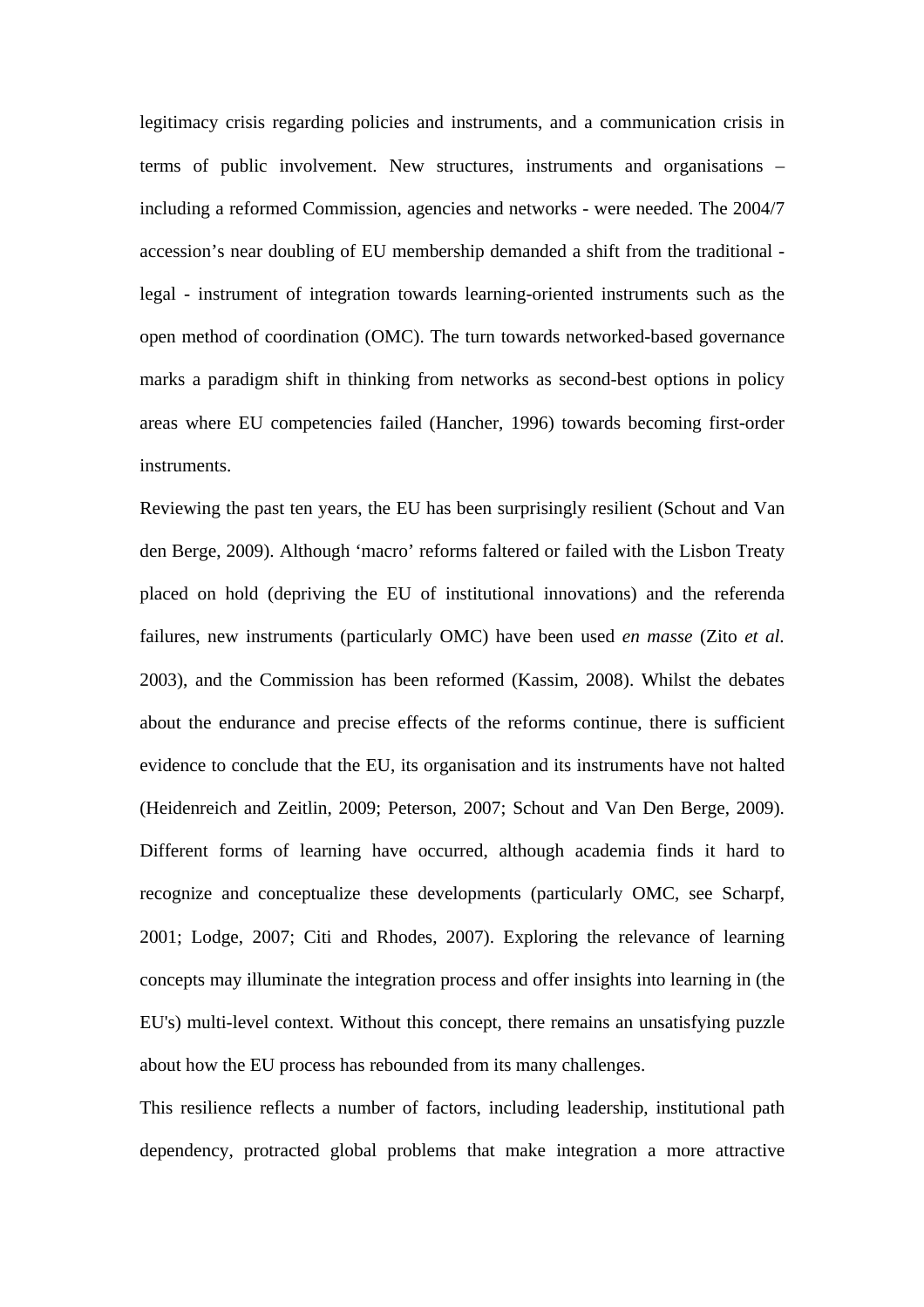legitimacy crisis regarding policies and instruments, and a communication crisis in terms of public involvement. New structures, instruments and organisations – including a reformed Commission, agencies and networks - were needed. The 2004/7 accession's near doubling of EU membership demanded a shift from the traditional - legal - instrument of integration towards learning-oriented instruments such as the open method of coordination (OMC). The turn towards networked-based governance marks a paradigm shift in thinking from networks as second-best options in policy areas where EU competencies failed (Hancher, 1996) towards becoming first-order instruments.

Reviewing the past ten years, the EU has been surprisingly resilient (Schout and Van den Berge, 2009). Although 'macro' reforms faltered or failed with the Lisbon Treaty placed on hold (depriving the EU of institutional innovations) and the referenda failures, new instruments (particularly OMC) have been used *en masse* (Zito *et al.* 2003), and the Commission has been reformed (Kassim, 2008). Whilst the debates about the endurance and precise effects of the reforms continue, there is sufficient evidence to conclude that the EU, its organisation and its instruments have not halted (Heidenreich and Zeitlin, 2009; Peterson, 2007; Schout and Van Den Berge, 2009). Different forms of learning have occurred, although academia finds it hard to recognize and conceptualize these developments (particularly OMC, see Scharpf, 2001; Lodge, 2007; Citi and Rhodes, 2007). Exploring the relevance of learning concepts may illuminate the integration process and offer insights into learning in (the EU's) multi-level context. Without this concept, there remains an unsatisfying puzzle about how the EU process has rebounded from its many challenges.

This resilience reflects a number of factors, including leadership, institutional path dependency, protracted global problems that make integration a more attractive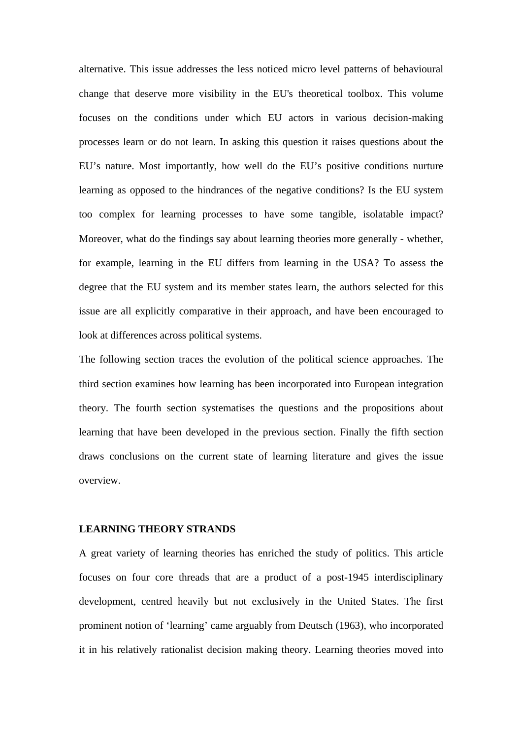alternative. This issue addresses the less noticed micro level patterns of behavioural change that deserve more visibility in the EU's theoretical toolbox. This volume focuses on the conditions under which EU actors in various decision-making processes learn or do not learn. In asking this question it raises questions about the EU's nature. Most importantly, how well do the EU's positive conditions nurture learning as opposed to the hindrances of the negative conditions? Is the EU system too complex for learning processes to have some tangible, isolatable impact? Moreover, what do the findings say about learning theories more generally - whether, for example, learning in the EU differs from learning in the USA? To assess the degree that the EU system and its member states learn, the authors selected for this issue are all explicitly comparative in their approach, and have been encouraged to look at differences across political systems.

The following section traces the evolution of the political science approaches. The third section examines how learning has been incorporated into European integration theory. The fourth section systematises the questions and the propositions about learning that have been developed in the previous section. Finally the fifth section draws conclusions on the current state of learning literature and gives the issue overview.

## LEARNING THEORY STRANDS

A great variety of learning theories has enriched the study of politics. This article focuses on four core threads that are a product of a post-1945 interdisciplinary development, centred heavily but not exclusively in the United States. The first prominent notion of 'learning' came arguably from Deutsch (1963), who incorporated it in his relatively rationalist decision making theory. Learning theories moved into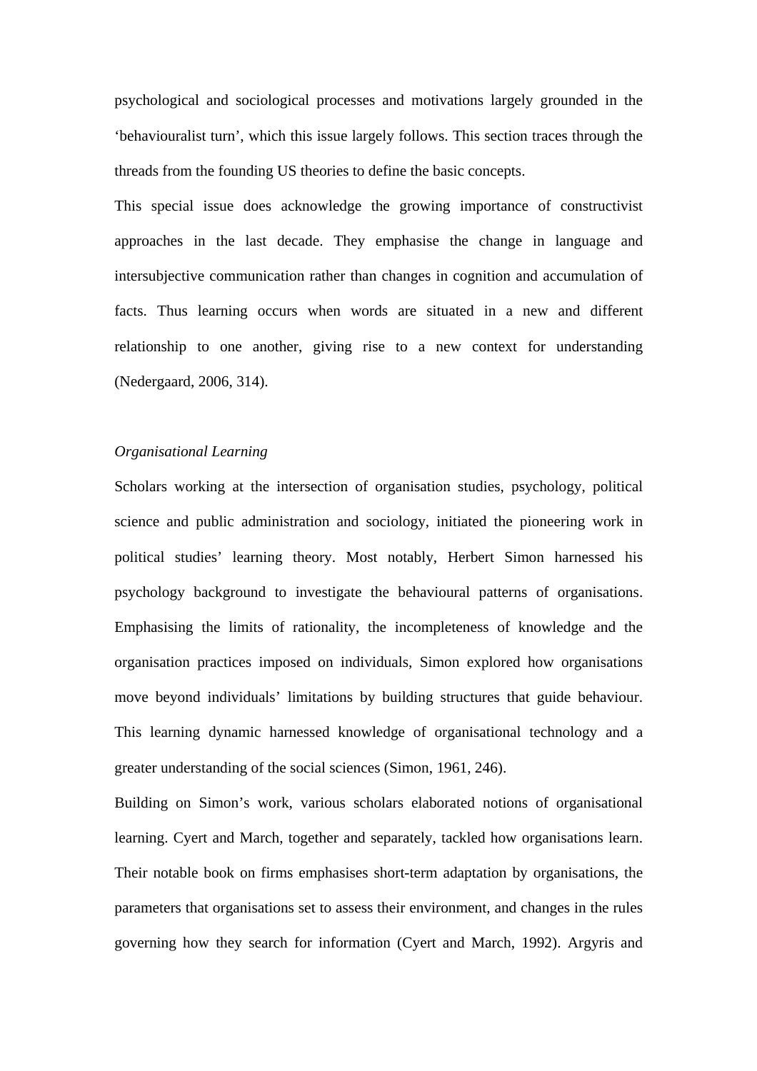psychological and sociological processes and motivations largely grounded in the ‘behaviouralist turn’, which this issue largely follows. This section traces through the threads from the founding US theories to define the basic concepts.

This special issue does acknowledge the growing importance of constructivist approaches in the last decade. They emphasise the change in language and intersubjective communication rather than changes in cognition and accumulation of facts. Thus learning occurs when words are situated in a new and different relationship to one another, giving rise to a new context for understanding (Nedergaard, 2006, 314).

*Organisational Learning*

Scholars working at the intersection of organisation studies, psychology, political science and public administration and sociology, initiated the pioneering work in political studies’ learning theory. Most notably, Herbert Simon harnessed his psychology background to investigate the behavioural patterns of organisations. Emphasising the limits of rationality, the incompleteness of knowledge and the organisation practices imposed on individuals, Simon explored how organisations move beyond individuals’ limitations by building structures that guide behaviour. This learning dynamic harnessed knowledge of organisational technology and a greater understanding of the social sciences (Simon, 1961, 246).

Building on Simon’s work, various scholars elaborated notions of organisational learning. Cyert and March, together and separately, tackled how organisations learn. Their notable book on firms emphasises short-term adaptation by organisations, the parameters that organisations set to assess their environment, and changes in the rules governing how they search for information (Cyert and March, 1992). Argyris and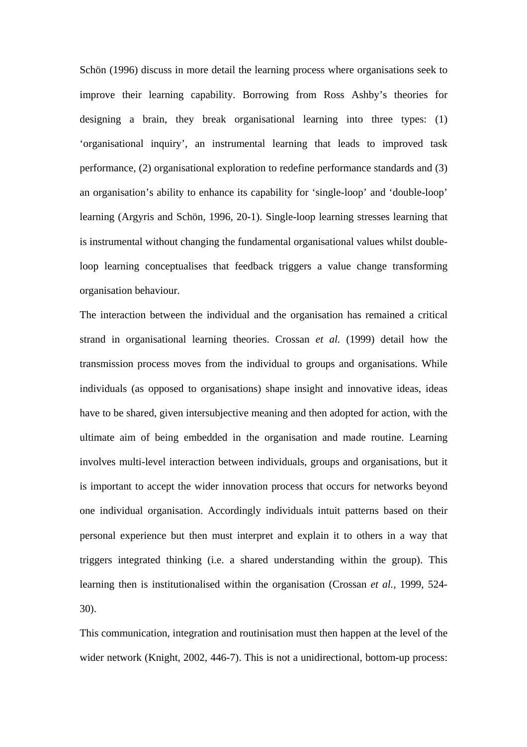Schön (1996) discuss in more detail the learning process where organisations seek to improve their learning capability. Borrowing from Ross Ashby's theories for designing a brain, they break organisational learning into three types: (1) 'organisational inquiry', an instrumental learning that leads to improved task performance, (2) organisational exploration to redefine performance standards and (3) an organisation's ability to enhance its capability for 'single-loop' and 'double-loop' learning (Argyris and Schön, 1996, 20-1). Single-loop learning stresses learning that is instrumental without changing the fundamental organisational values whilst double-loop learning conceptualises that feedback triggers a value change transforming organisation behaviour.

The interaction between the individual and the organisation has remained a critical strand in organisational learning theories. Crossan *et al.* (1999) detail how the transmission process moves from the individual to groups and organisations. While individuals (as opposed to organisations) shape insight and innovative ideas, ideas have to be shared, given intersubjective meaning and then adopted for action, with the ultimate aim of being embedded in the organisation and made routine. Learning involves multi-level interaction between individuals, groups and organisations, but it is important to accept the wider innovation process that occurs for networks beyond one individual organisation. Accordingly individuals intuit patterns based on their personal experience but then must interpret and explain it to others in a way that triggers integrated thinking (i.e. a shared understanding within the group). This learning then is institutionalised within the organisation (Crossan *et al.*, 1999, 524-30).

This communication, integration and routinisation must then happen at the level of the wider network (Knight, 2002, 446-7). This is not a unidirectional, bottom-up process: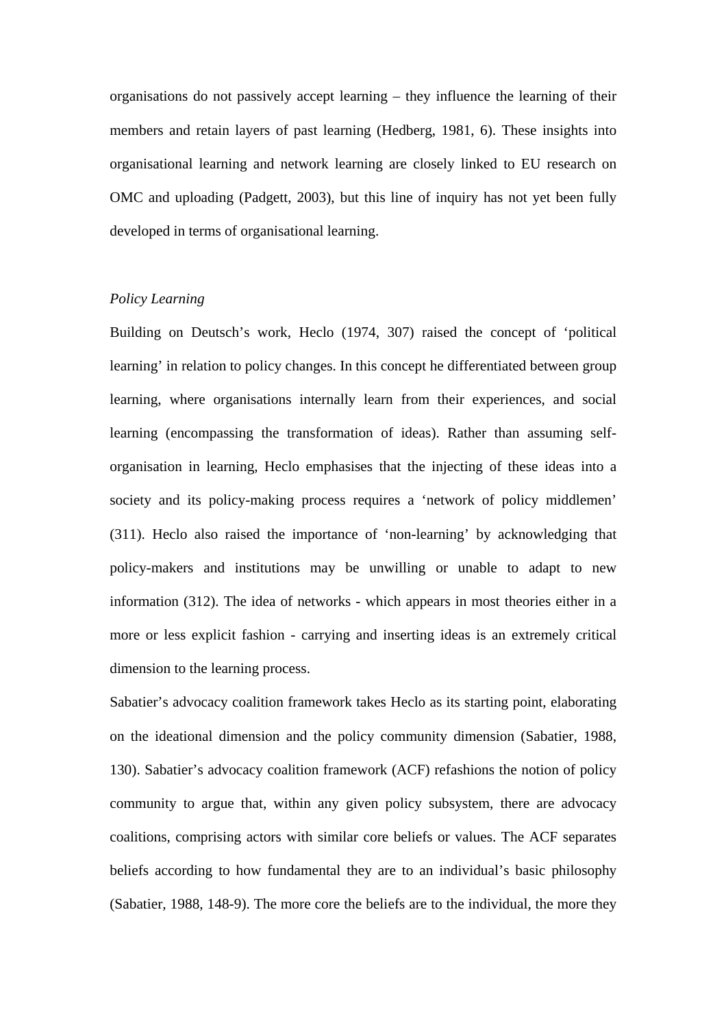organisations do not passively accept learning – they influence the learning of their members and retain layers of past learning (Hedberg, 1981, 6). These insights into organisational learning and network learning are closely linked to EU research on OMC and uploading (Padgett, 2003), but this line of inquiry has not yet been fully developed in terms of organisational learning.

*Policy Learning*

Building on Deutsch's work, Heclo (1974, 307) raised the concept of 'political learning' in relation to policy changes. In this concept he differentiated between group learning, where organisations internally learn from their experiences, and social learning (encompassing the transformation of ideas). Rather than assuming self-organisation in learning, Heclo emphasises that the injecting of these ideas into a society and its policy-making process requires a 'network of policy middlemen' (311). Heclo also raised the importance of 'non-learning' by acknowledging that policy-makers and institutions may be unwilling or unable to adapt to new information (312). The idea of networks - which appears in most theories either in a more or less explicit fashion - carrying and inserting ideas is an extremely critical dimension to the learning process.

Sabatier's advocacy coalition framework takes Heclo as its starting point, elaborating on the ideational dimension and the policy community dimension (Sabatier, 1988, 130). Sabatier's advocacy coalition framework (ACF) refashions the notion of policy community to argue that, within any given policy subsystem, there are advocacy coalitions, comprising actors with similar core beliefs or values. The ACF separates beliefs according to how fundamental they are to an individual's basic philosophy (Sabatier, 1988, 148-9). The more core the beliefs are to the individual, the more they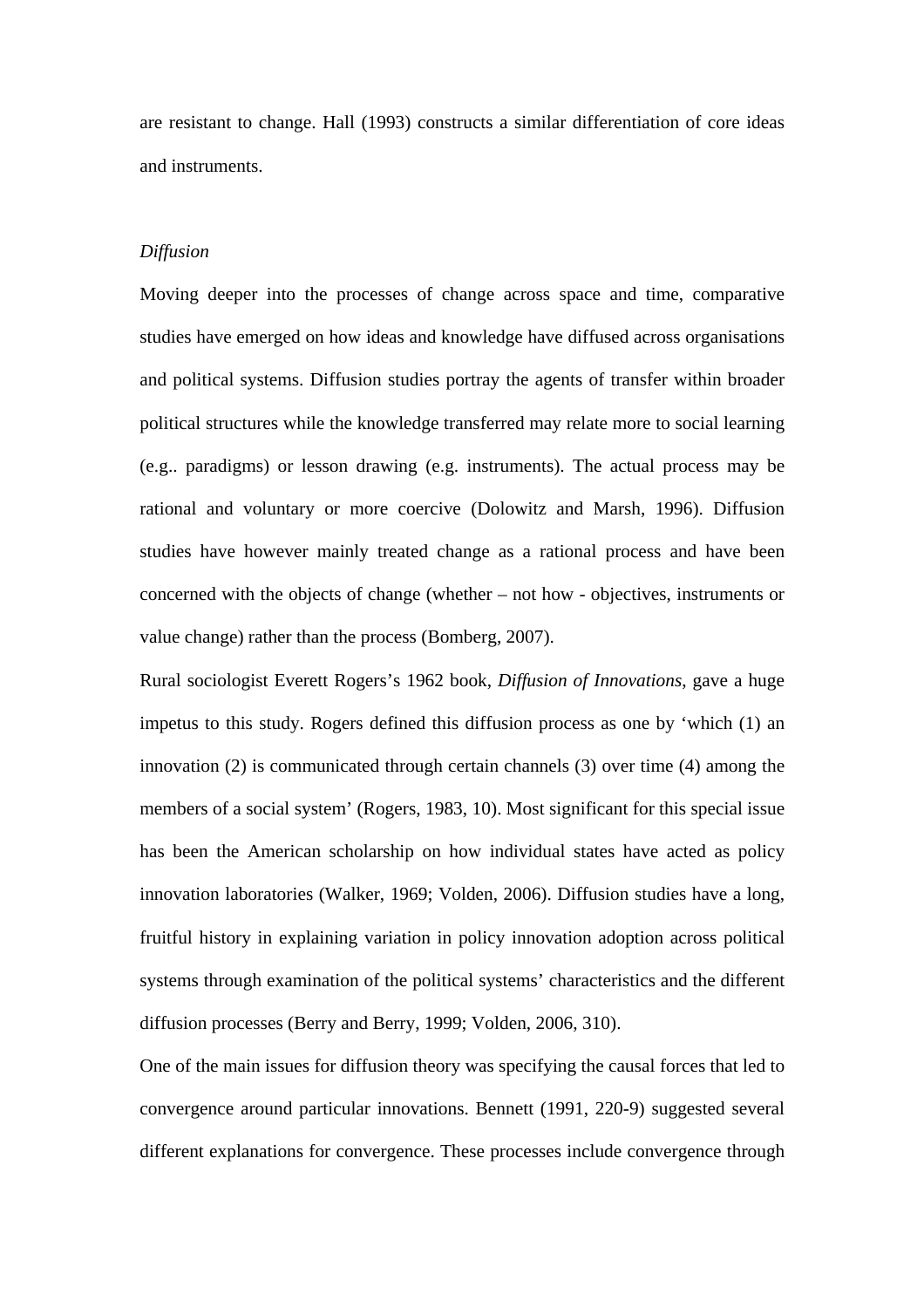are resistant to change. Hall (1993) constructs a similar differentiation of core ideas and instruments.

*Diffusion*

Moving deeper into the processes of change across space and time, comparative studies have emerged on how ideas and knowledge have diffused across organisations and political systems. Diffusion studies portray the agents of transfer within broader political structures while the knowledge transferred may relate more to social learning (e.g.. paradigms) or lesson drawing (e.g. instruments). The actual process may be rational and voluntary or more coercive (Dolowitz and Marsh, 1996). Diffusion studies have however mainly treated change as a rational process and have been concerned with the objects of change (whether – not how - objectives, instruments or value change) rather than the process (Bomberg, 2007).

Rural sociologist Everett Rogers's 1962 book, *Diffusion of Innovations*, gave a huge impetus to this study. Rogers defined this diffusion process as one by 'which (1) an innovation (2) is communicated through certain channels (3) over time (4) among the members of a social system' (Rogers, 1983, 10). Most significant for this special issue has been the American scholarship on how individual states have acted as policy innovation laboratories (Walker, 1969; Volden, 2006). Diffusion studies have a long, fruitful history in explaining variation in policy innovation adoption across political systems through examination of the political systems' characteristics and the different diffusion processes (Berry and Berry, 1999; Volden, 2006, 310).

One of the main issues for diffusion theory was specifying the causal forces that led to convergence around particular innovations. Bennett (1991, 220-9) suggested several different explanations for convergence. These processes include convergence through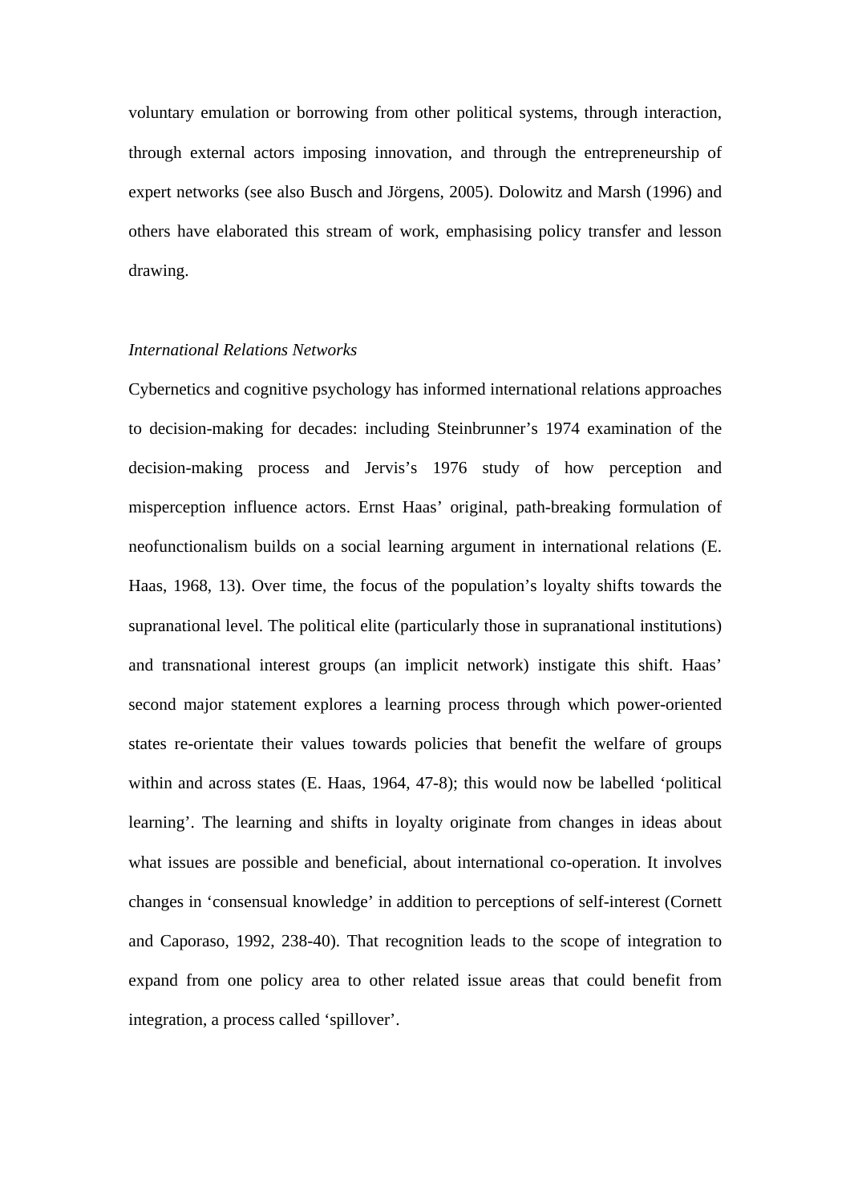voluntary emulation or borrowing from other political systems, through interaction, through external actors imposing innovation, and through the entrepreneurship of expert networks (see also Busch and Jörgens, 2005). Dolowitz and Marsh (1996) and others have elaborated this stream of work, emphasising policy transfer and lesson drawing.

### *International Relations Networks*

Cybernetics and cognitive psychology has informed international relations approaches to decision-making for decades: including Steinbrunner's 1974 examination of the decision-making process and Jervis's 1976 study of how perception and misperception influence actors. Ernst Haas' original, path-breaking formulation of neofunctionalism builds on a social learning argument in international relations (E. Haas, 1968, 13). Over time, the focus of the population's loyalty shifts towards the supranational level. The political elite (particularly those in supranational institutions) and transnational interest groups (an implicit network) instigate this shift. Haas' second major statement explores a learning process through which power-oriented states re-orientate their values towards policies that benefit the welfare of groups within and across states (E. Haas, 1964, 47-8); this would now be labelled 'political learning'. The learning and shifts in loyalty originate from changes in ideas about what issues are possible and beneficial, about international co-operation. It involves changes in 'consensual knowledge' in addition to perceptions of self-interest (Cornett and Caporaso, 1992, 238-40). That recognition leads to the scope of integration to expand from one policy area to other related issue areas that could benefit from integration, a process called 'spillover'.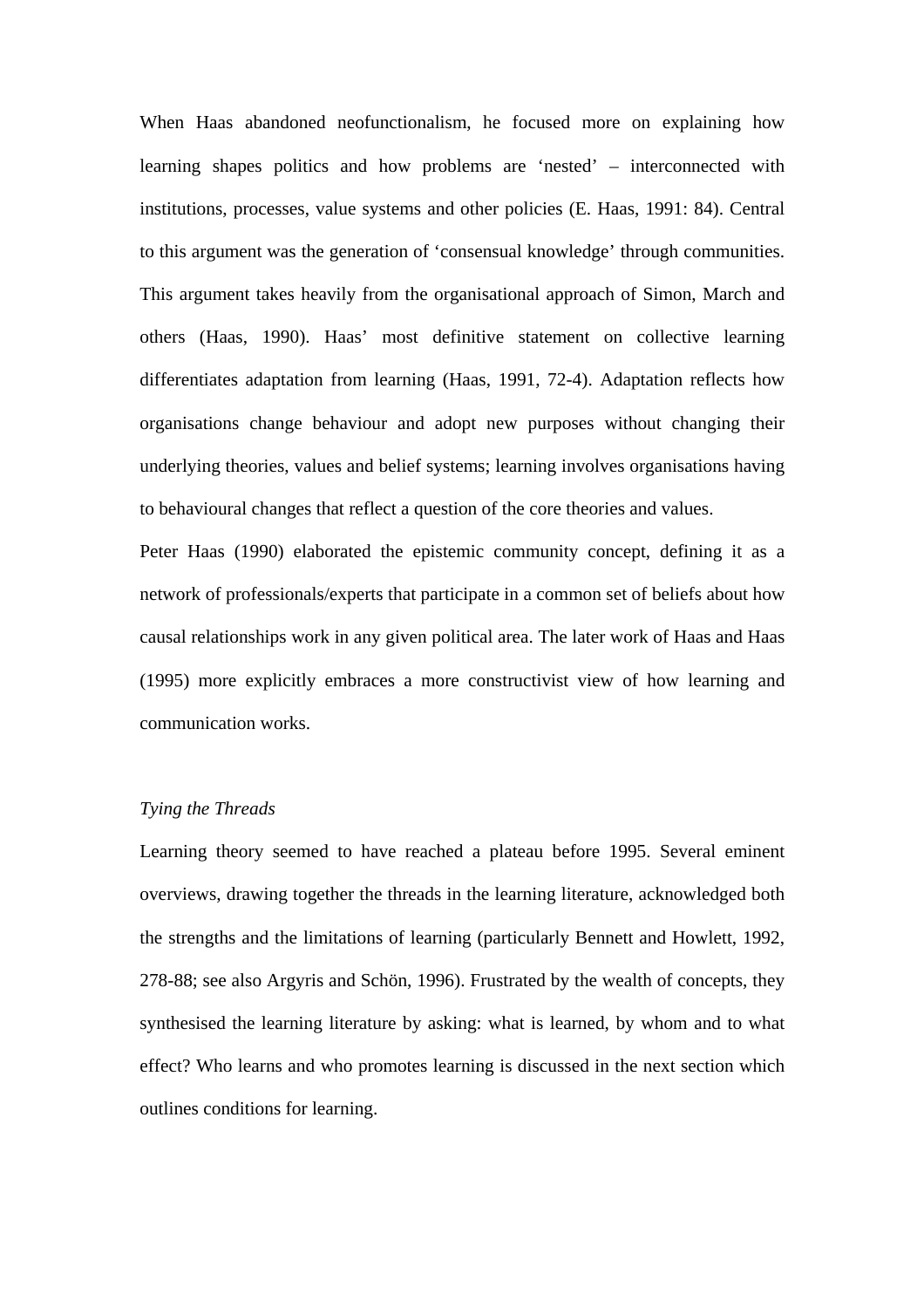When Haas abandoned neofunctionalism, he focused more on explaining how learning shapes politics and how problems are 'nested' – interconnected with institutions, processes, value systems and other policies (E. Haas, 1991: 84). Central to this argument was the generation of 'consensual knowledge' through communities. This argument takes heavily from the organisational approach of Simon, March and others (Haas, 1990). Haas' most definitive statement on collective learning differentiates adaptation from learning (Haas, 1991, 72-4). Adaptation reflects how organisations change behaviour and adopt new purposes without changing their underlying theories, values and belief systems; learning involves organisations having to behavioural changes that reflect a question of the core theories and values.

Peter Haas (1990) elaborated the epistemic community concept, defining it as a network of professionals/experts that participate in a common set of beliefs about how causal relationships work in any given political area. The later work of Haas and Haas (1995) more explicitly embraces a more constructivist view of how learning and communication works.

*Tying the Threads*

Learning theory seemed to have reached a plateau before 1995. Several eminent overviews, drawing together the threads in the learning literature, acknowledged both the strengths and the limitations of learning (particularly Bennett and Howlett, 1992, 278-88; see also Argyris and Schön, 1996). Frustrated by the wealth of concepts, they synthesised the learning literature by asking: what is learned, by whom and to what effect? Who learns and who promotes learning is discussed in the next section which outlines conditions for learning.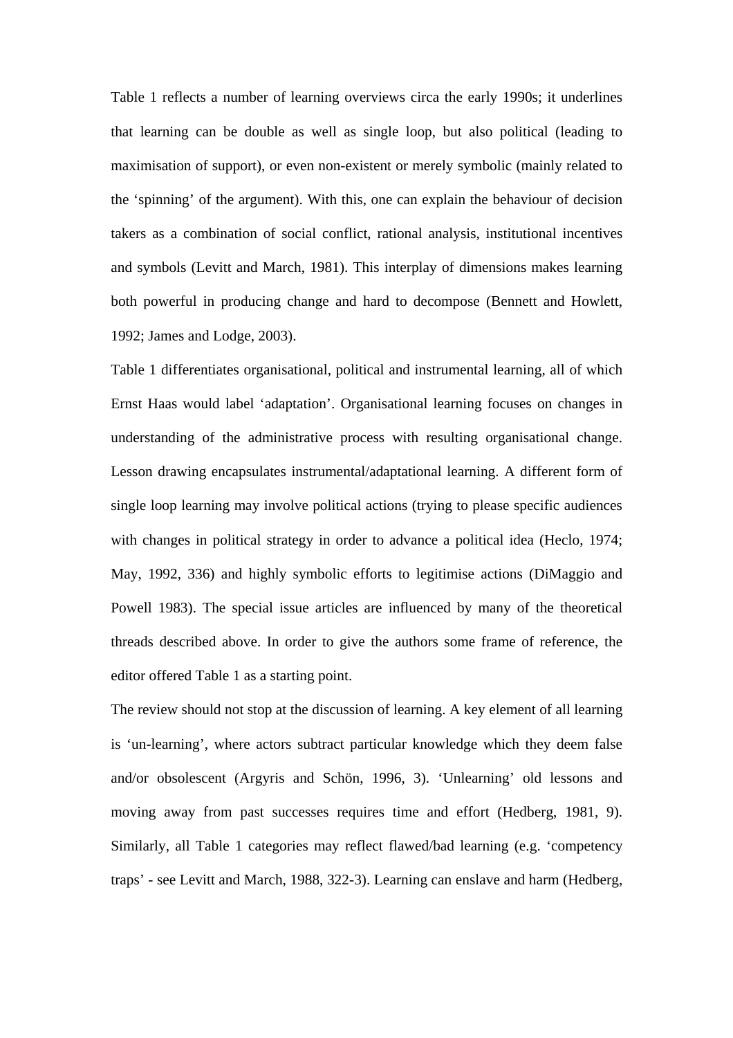Table 1 reflects a number of learning overviews circa the early 1990s; it underlines that learning can be double as well as single loop, but also political (leading to maximisation of support), or even non-existent or merely symbolic (mainly related to the 'spinning' of the argument). With this, one can explain the behaviour of decision takers as a combination of social conflict, rational analysis, institutional incentives and symbols (Levitt and March, 1981). This interplay of dimensions makes learning both powerful in producing change and hard to decompose (Bennett and Howlett, 1992; James and Lodge, 2003).

Table 1 differentiates organisational, political and instrumental learning, all of which Ernst Haas would label 'adaptation'. Organisational learning focuses on changes in understanding of the administrative process with resulting organisational change. Lesson drawing encapsulates instrumental/adaptational learning. A different form of single loop learning may involve political actions (trying to please specific audiences with changes in political strategy in order to advance a political idea (Heclo, 1974; May, 1992, 336) and highly symbolic efforts to legitimise actions (DiMaggio and Powell 1983). The special issue articles are influenced by many of the theoretical threads described above. In order to give the authors some frame of reference, the editor offered Table 1 as a starting point.

The review should not stop at the discussion of learning. A key element of all learning is 'un-learning', where actors subtract particular knowledge which they deem false and/or obsolescent (Argyris and Schön, 1996, 3). 'Unlearning' old lessons and moving away from past successes requires time and effort (Hedberg, 1981, 9). Similarly, all Table 1 categories may reflect flawed/bad learning (e.g. 'competency traps' - see Levitt and March, 1988, 322-3). Learning can enslave and harm (Hedberg,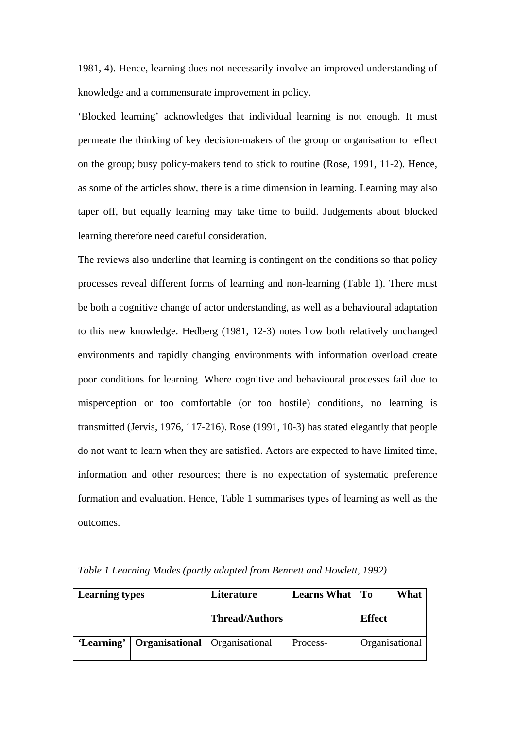1981, 4). Hence, learning does not necessarily involve an improved understanding of knowledge and a commensurate improvement in policy.

'Blocked learning' acknowledges that individual learning is not enough. It must permeate the thinking of key decision-makers of the group or organisation to reflect on the group; busy policy-makers tend to stick to routine (Rose, 1991, 11-2). Hence, as some of the articles show, there is a time dimension in learning. Learning may also taper off, but equally learning may take time to build. Judgements about blocked learning therefore need careful consideration.

The reviews also underline that learning is contingent on the conditions so that policy processes reveal different forms of learning and non-learning (Table 1). There must be both a cognitive change of actor understanding, as well as a behavioural adaptation to this new knowledge. Hedberg (1981, 12-3) notes how both relatively unchanged environments and rapidly changing environments with information overload create poor conditions for learning. Where cognitive and behavioural processes fail due to misperception or too comfortable (or too hostile) conditions, no learning is transmitted (Jervis, 1976, 117-216). Rose (1991, 10-3) has stated elegantly that people do not want to learn when they are satisfied. Actors are expected to have limited time, information and other resources; there is no expectation of systematic preference formation and evaluation. Hence, Table 1 summarises types of learning as well as the outcomes.

*Table 1 Learning Modes (partly adapted from Bennett and Howlett, 1992)*

| **Learning types** | | **Literature Thread/Authors** | **Learns What** | **To What Effect** |
|---|---|---|---|---|
| **'Learning'** | **Organisational** | Organisational | Process- | Organisational |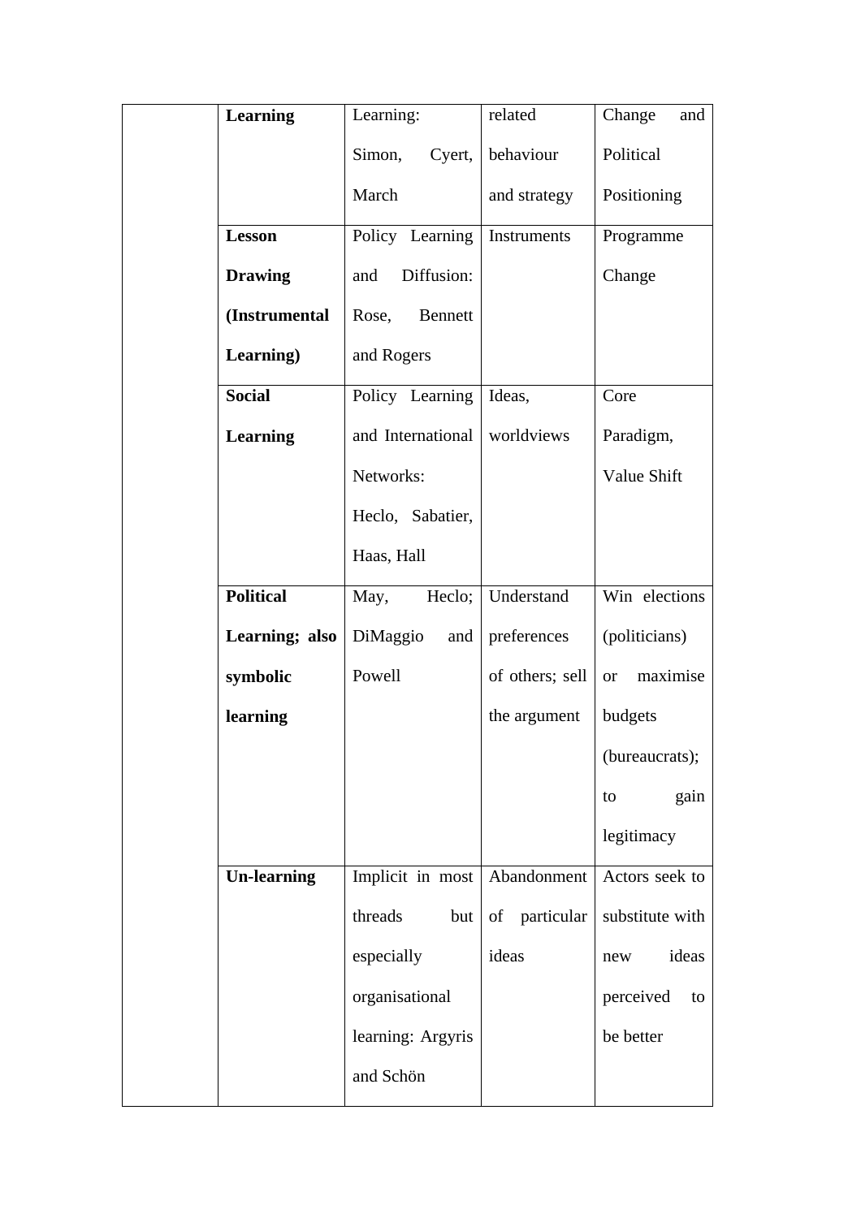| | | | | |
|---|---|---|---|---|
| | **Learning** | Learning: Simon, Cyert, March | related behaviour and strategy | Change and Political Positioning |
| | **Lesson Drawing (Instrumental Learning)** | Policy Learning and Diffusion: Rose, Bennett and Rogers | Instruments | Programme Change |
| | **Social Learning** | Policy Learning and International Networks: Heclo, Sabatier, Haas, Hall | Ideas, worldviews | Core Paradigm, Value Shift |
| | **Political Learning; also symbolic learning** | May, Heclo; DiMaggio and Powell | Understand preferences of others; sell the argument | Win elections (politicians) or maximise budgets (bureaucrats); to gain legitimacy |
| | **Un-learning** | Implicit in most threads but especially organisational learning: Argyris and Schön | Abandonment of particular ideas | Actors seek to substitute with new ideas perceived to be better |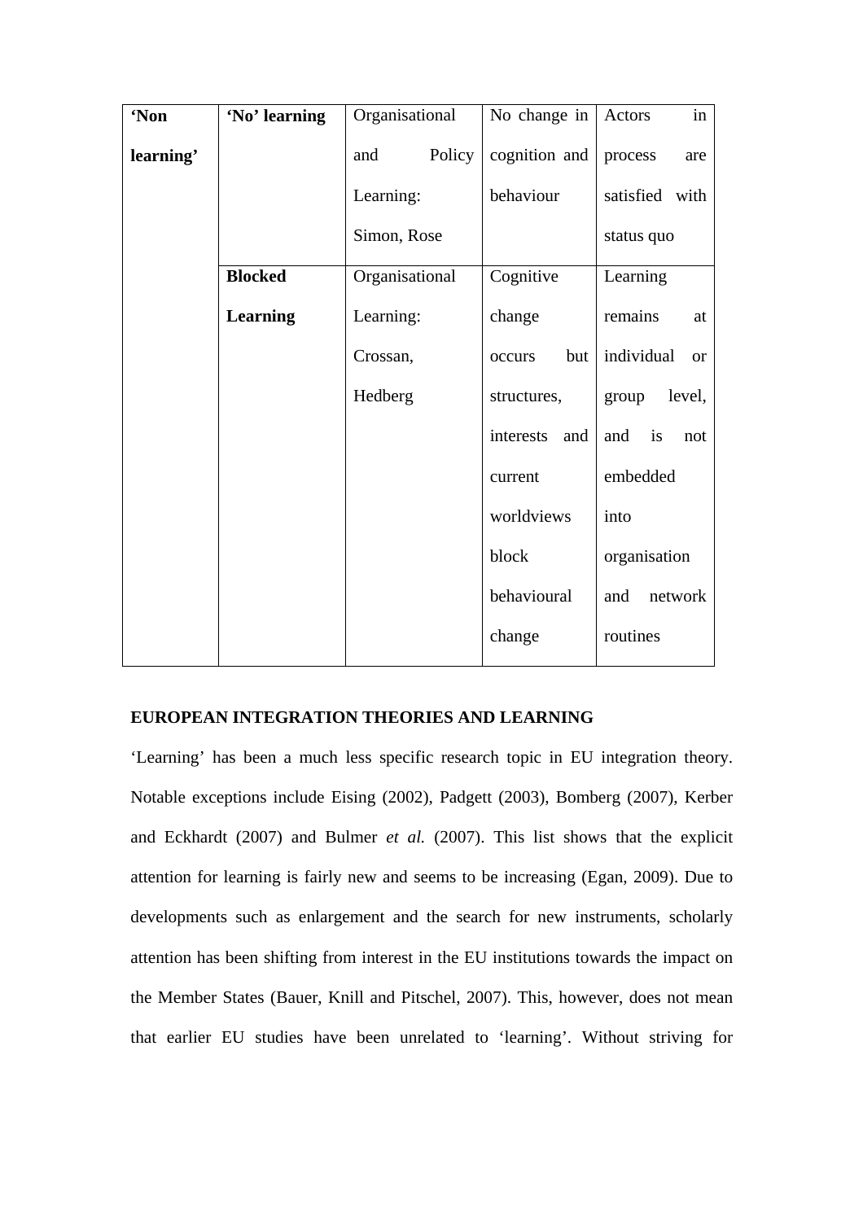| | | | | |
|---|---|---|---|---|
| **'Non learning'** | **'No' learning** | Organisational and Policy Learning: Simon, Rose | No change in cognition and behaviour | Actors in process are satisfied with status quo |
| | **Blocked Learning** | Organisational Learning: Crossan, Hedberg | Cognitive change occurs but structures, interests and current worldviews block behavioural change | Learning remains at individual or group level, and is not embedded into organisation and network routines |

**EUROPEAN INTEGRATION THEORIES AND LEARNING**

'Learning' has been a much less specific research topic in EU integration theory. Notable exceptions include Eising (2002), Padgett (2003), Bomberg (2007), Kerber and Eckhardt (2007) and Bulmer *et al.* (2007). This list shows that the explicit attention for learning is fairly new and seems to be increasing (Egan, 2009). Due to developments such as enlargement and the search for new instruments, scholarly attention has been shifting from interest in the EU institutions towards the impact on the Member States (Bauer, Knill and Pitschel, 2007). This, however, does not mean that earlier EU studies have been unrelated to 'learning'. Without striving for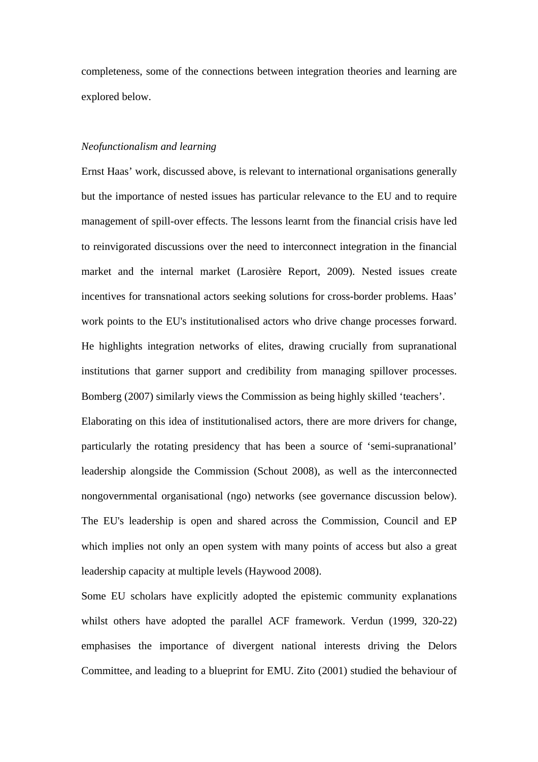completeness, some of the connections between integration theories and learning are explored below.

*Neofunctionalism and learning*

Ernst Haas' work, discussed above, is relevant to international organisations generally but the importance of nested issues has particular relevance to the EU and to require management of spill-over effects. The lessons learnt from the financial crisis have led to reinvigorated discussions over the need to interconnect integration in the financial market and the internal market (Larosière Report, 2009). Nested issues create incentives for transnational actors seeking solutions for cross-border problems. Haas' work points to the EU's institutionalised actors who drive change processes forward. He highlights integration networks of elites, drawing crucially from supranational institutions that garner support and credibility from managing spillover processes. Bomberg (2007) similarly views the Commission as being highly skilled 'teachers'.

Elaborating on this idea of institutionalised actors, there are more drivers for change, particularly the rotating presidency that has been a source of 'semi-supranational' leadership alongside the Commission (Schout 2008), as well as the interconnected nongovernmental organisational (ngo) networks (see governance discussion below). The EU's leadership is open and shared across the Commission, Council and EP which implies not only an open system with many points of access but also a great leadership capacity at multiple levels (Haywood 2008).

Some EU scholars have explicitly adopted the epistemic community explanations whilst others have adopted the parallel ACF framework. Verdun (1999, 320-22) emphasises the importance of divergent national interests driving the Delors Committee, and leading to a blueprint for EMU. Zito (2001) studied the behaviour of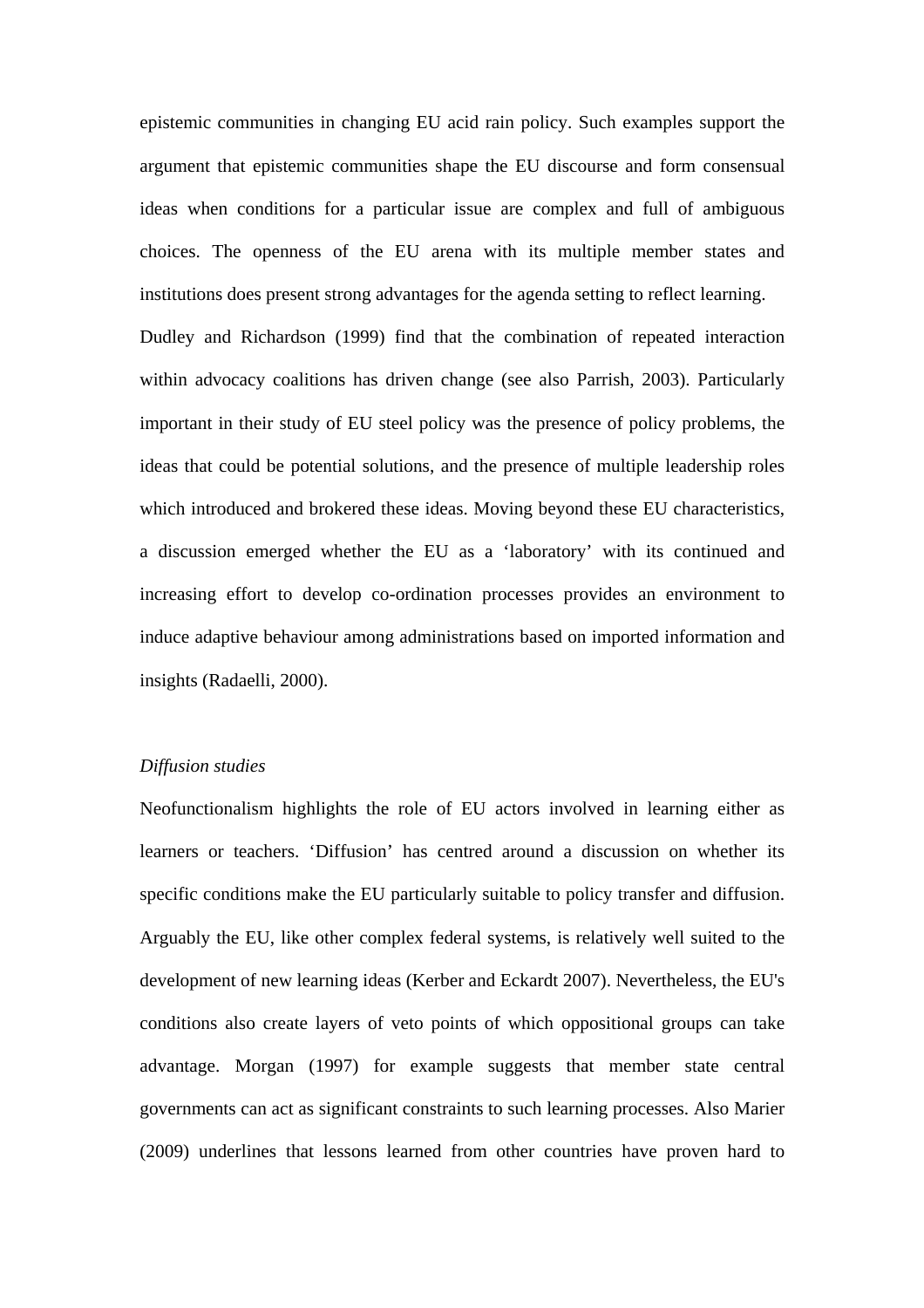epistemic communities in changing EU acid rain policy. Such examples support the argument that epistemic communities shape the EU discourse and form consensual ideas when conditions for a particular issue are complex and full of ambiguous choices. The openness of the EU arena with its multiple member states and institutions does present strong advantages for the agenda setting to reflect learning. Dudley and Richardson (1999) find that the combination of repeated interaction within advocacy coalitions has driven change (see also Parrish, 2003). Particularly important in their study of EU steel policy was the presence of policy problems, the ideas that could be potential solutions, and the presence of multiple leadership roles which introduced and brokered these ideas. Moving beyond these EU characteristics, a discussion emerged whether the EU as a 'laboratory' with its continued and increasing effort to develop co-ordination processes provides an environment to induce adaptive behaviour among administrations based on imported information and insights (Radaelli, 2000).

*Diffusion studies*

Neofunctionalism highlights the role of EU actors involved in learning either as learners or teachers. 'Diffusion' has centred around a discussion on whether its specific conditions make the EU particularly suitable to policy transfer and diffusion. Arguably the EU, like other complex federal systems, is relatively well suited to the development of new learning ideas (Kerber and Eckardt 2007). Nevertheless, the EU's conditions also create layers of veto points of which oppositional groups can take advantage. Morgan (1997) for example suggests that member state central governments can act as significant constraints to such learning processes. Also Marier (2009) underlines that lessons learned from other countries have proven hard to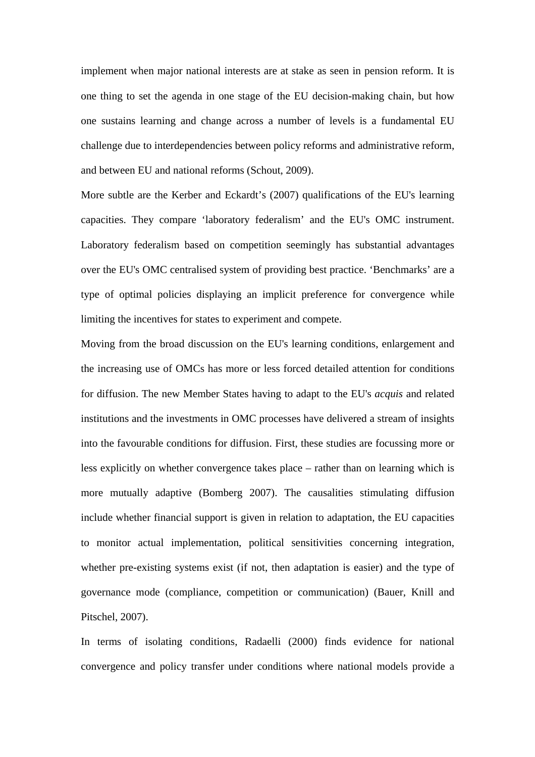implement when major national interests are at stake as seen in pension reform. It is one thing to set the agenda in one stage of the EU decision-making chain, but how one sustains learning and change across a number of levels is a fundamental EU challenge due to interdependencies between policy reforms and administrative reform, and between EU and national reforms (Schout, 2009).

More subtle are the Kerber and Eckardt's (2007) qualifications of the EU's learning capacities. They compare 'laboratory federalism' and the EU's OMC instrument. Laboratory federalism based on competition seemingly has substantial advantages over the EU's OMC centralised system of providing best practice. 'Benchmarks' are a type of optimal policies displaying an implicit preference for convergence while limiting the incentives for states to experiment and compete.

Moving from the broad discussion on the EU's learning conditions, enlargement and the increasing use of OMCs has more or less forced detailed attention for conditions for diffusion. The new Member States having to adapt to the EU's *acquis* and related institutions and the investments in OMC processes have delivered a stream of insights into the favourable conditions for diffusion. First, these studies are focussing more or less explicitly on whether convergence takes place – rather than on learning which is more mutually adaptive (Bomberg 2007). The causalities stimulating diffusion include whether financial support is given in relation to adaptation, the EU capacities to monitor actual implementation, political sensitivities concerning integration, whether pre-existing systems exist (if not, then adaptation is easier) and the type of governance mode (compliance, competition or communication) (Bauer, Knill and Pitschel, 2007).

In terms of isolating conditions, Radaelli (2000) finds evidence for national convergence and policy transfer under conditions where national models provide a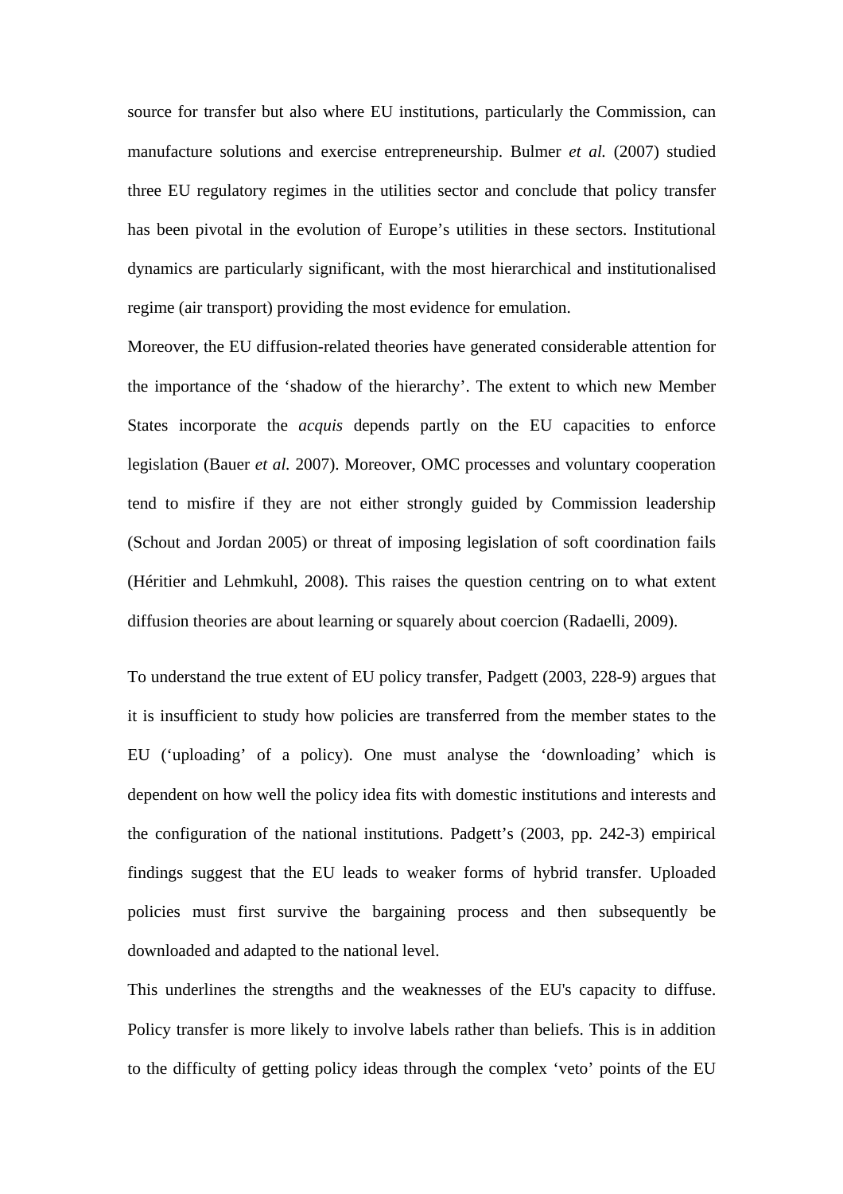source for transfer but also where EU institutions, particularly the Commission, can manufacture solutions and exercise entrepreneurship. Bulmer *et al.* (2007) studied three EU regulatory regimes in the utilities sector and conclude that policy transfer has been pivotal in the evolution of Europe's utilities in these sectors. Institutional dynamics are particularly significant, with the most hierarchical and institutionalised regime (air transport) providing the most evidence for emulation.

Moreover, the EU diffusion-related theories have generated considerable attention for the importance of the 'shadow of the hierarchy'. The extent to which new Member States incorporate the *acquis* depends partly on the EU capacities to enforce legislation (Bauer *et al.* 2007). Moreover, OMC processes and voluntary cooperation tend to misfire if they are not either strongly guided by Commission leadership (Schout and Jordan 2005) or threat of imposing legislation of soft coordination fails (Héritier and Lehmkuhl, 2008). This raises the question centring on to what extent diffusion theories are about learning or squarely about coercion (Radaelli, 2009).

To understand the true extent of EU policy transfer, Padgett (2003, 228-9) argues that it is insufficient to study how policies are transferred from the member states to the EU ('uploading' of a policy). One must analyse the 'downloading' which is dependent on how well the policy idea fits with domestic institutions and interests and the configuration of the national institutions. Padgett's (2003, pp. 242-3) empirical findings suggest that the EU leads to weaker forms of hybrid transfer. Uploaded policies must first survive the bargaining process and then subsequently be downloaded and adapted to the national level.

This underlines the strengths and the weaknesses of the EU's capacity to diffuse. Policy transfer is more likely to involve labels rather than beliefs. This is in addition to the difficulty of getting policy ideas through the complex 'veto' points of the EU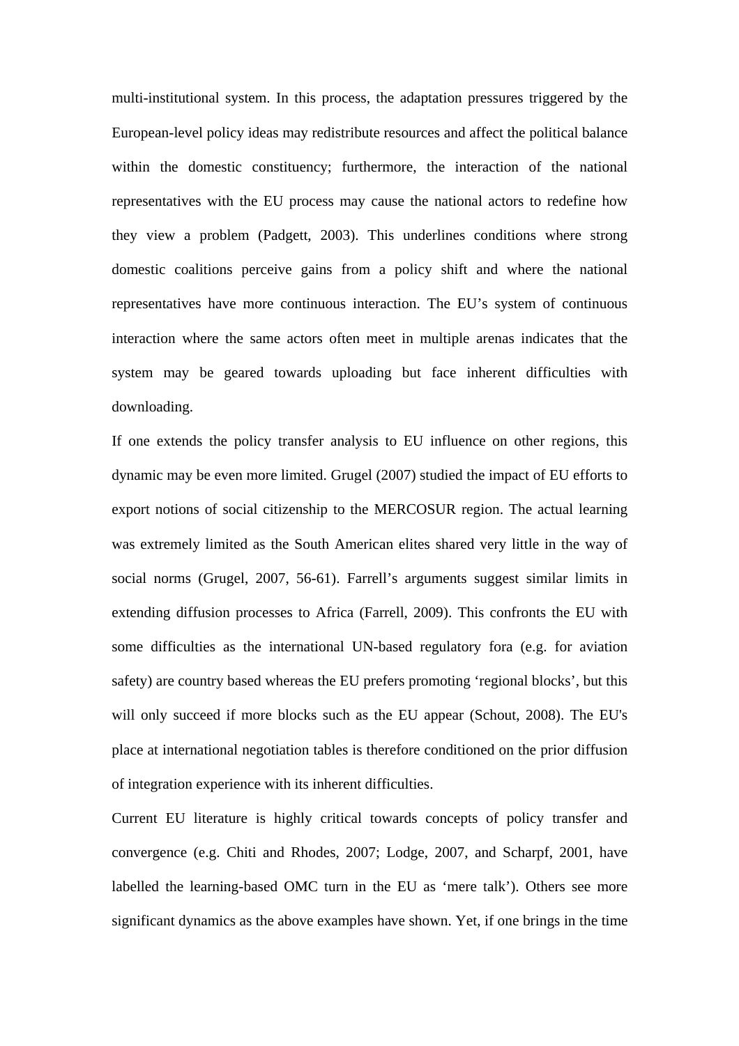multi-institutional system. In this process, the adaptation pressures triggered by the European-level policy ideas may redistribute resources and affect the political balance within the domestic constituency; furthermore, the interaction of the national representatives with the EU process may cause the national actors to redefine how they view a problem (Padgett, 2003). This underlines conditions where strong domestic coalitions perceive gains from a policy shift and where the national representatives have more continuous interaction. The EU's system of continuous interaction where the same actors often meet in multiple arenas indicates that the system may be geared towards uploading but face inherent difficulties with downloading.

If one extends the policy transfer analysis to EU influence on other regions, this dynamic may be even more limited. Grugel (2007) studied the impact of EU efforts to export notions of social citizenship to the MERCOSUR region. The actual learning was extremely limited as the South American elites shared very little in the way of social norms (Grugel, 2007, 56-61). Farrell's arguments suggest similar limits in extending diffusion processes to Africa (Farrell, 2009). This confronts the EU with some difficulties as the international UN-based regulatory fora (e.g. for aviation safety) are country based whereas the EU prefers promoting 'regional blocks', but this will only succeed if more blocks such as the EU appear (Schout, 2008). The EU's place at international negotiation tables is therefore conditioned on the prior diffusion of integration experience with its inherent difficulties.

Current EU literature is highly critical towards concepts of policy transfer and convergence (e.g. Chiti and Rhodes, 2007; Lodge, 2007, and Scharpf, 2001, have labelled the learning-based OMC turn in the EU as 'mere talk'). Others see more significant dynamics as the above examples have shown. Yet, if one brings in the time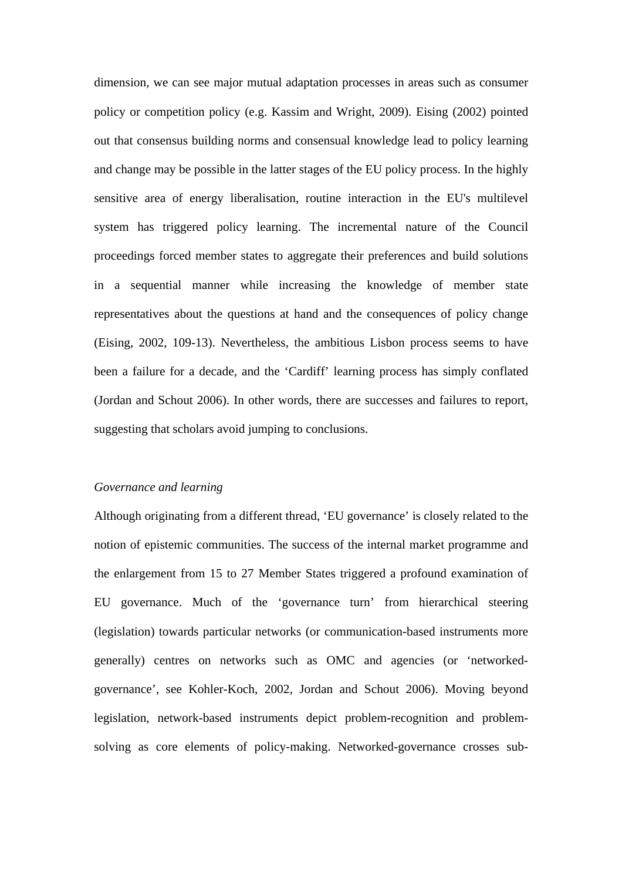dimension, we can see major mutual adaptation processes in areas such as consumer policy or competition policy (e.g. Kassim and Wright, 2009). Eising (2002) pointed out that consensus building norms and consensual knowledge lead to policy learning and change may be possible in the latter stages of the EU policy process. In the highly sensitive area of energy liberalisation, routine interaction in the EU's multilevel system has triggered policy learning. The incremental nature of the Council proceedings forced member states to aggregate their preferences and build solutions in a sequential manner while increasing the knowledge of member state representatives about the questions at hand and the consequences of policy change (Eising, 2002, 109-13). Nevertheless, the ambitious Lisbon process seems to have been a failure for a decade, and the 'Cardiff' learning process has simply conflated (Jordan and Schout 2006). In other words, there are successes and failures to report, suggesting that scholars avoid jumping to conclusions.

*Governance and learning*

Although originating from a different thread, 'EU governance' is closely related to the notion of epistemic communities. The success of the internal market programme and the enlargement from 15 to 27 Member States triggered a profound examination of EU governance. Much of the 'governance turn' from hierarchical steering (legislation) towards particular networks (or communication-based instruments more generally) centres on networks such as OMC and agencies (or 'networked-governance', see Kohler-Koch, 2002, Jordan and Schout 2006). Moving beyond legislation, network-based instruments depict problem-recognition and problem-solving as core elements of policy-making. Networked-governance crosses sub-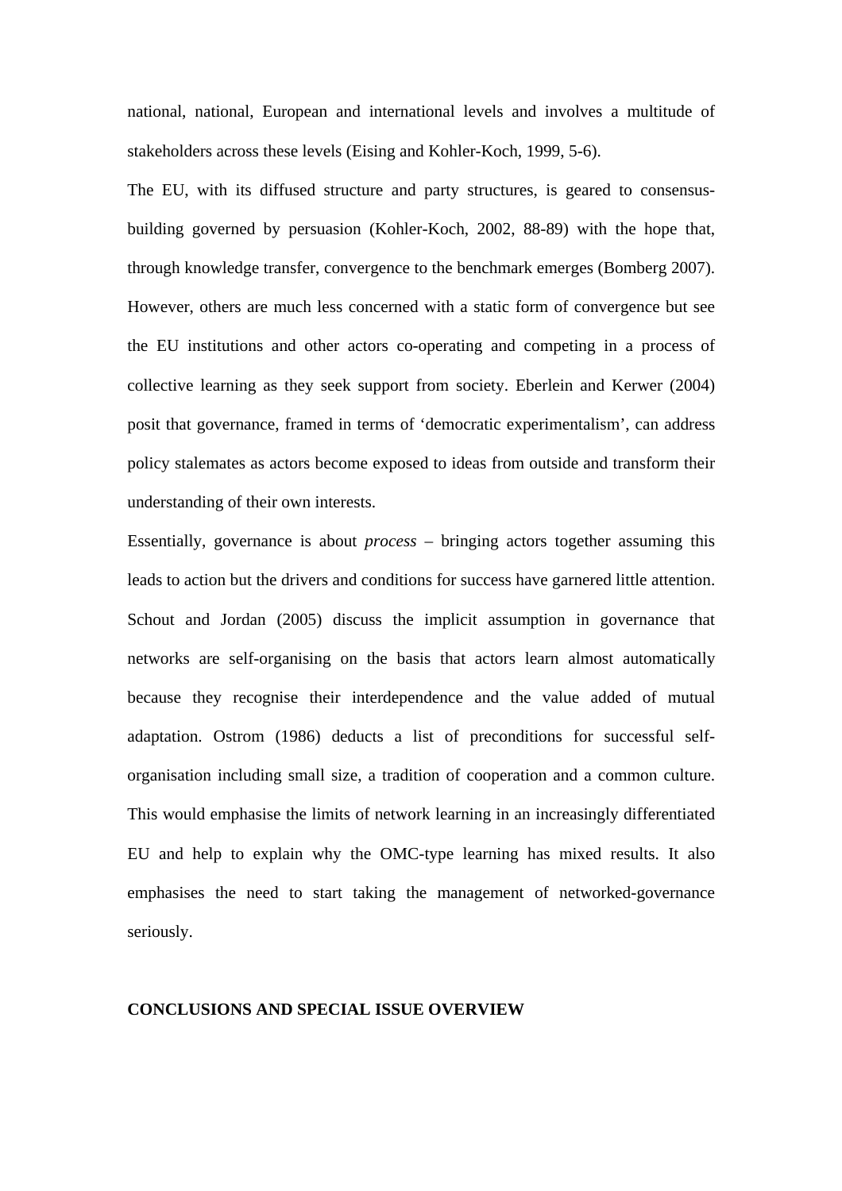national, national, European and international levels and involves a multitude of stakeholders across these levels (Eising and Kohler-Koch, 1999, 5-6).

The EU, with its diffused structure and party structures, is geared to consensus-building governed by persuasion (Kohler-Koch, 2002, 88-89) with the hope that, through knowledge transfer, convergence to the benchmark emerges (Bomberg 2007). However, others are much less concerned with a static form of convergence but see the EU institutions and other actors co-operating and competing in a process of collective learning as they seek support from society. Eberlein and Kerwer (2004) posit that governance, framed in terms of 'democratic experimentalism', can address policy stalemates as actors become exposed to ideas from outside and transform their understanding of their own interests.

Essentially, governance is about *process* – bringing actors together assuming this leads to action but the drivers and conditions for success have garnered little attention. Schout and Jordan (2005) discuss the implicit assumption in governance that networks are self-organising on the basis that actors learn almost automatically because they recognise their interdependence and the value added of mutual adaptation. Ostrom (1986) deducts a list of preconditions for successful self-organisation including small size, a tradition of cooperation and a common culture. This would emphasise the limits of network learning in an increasingly differentiated EU and help to explain why the OMC-type learning has mixed results. It also emphasises the need to start taking the management of networked-governance seriously.

## CONCLUSIONS AND SPECIAL ISSUE OVERVIEW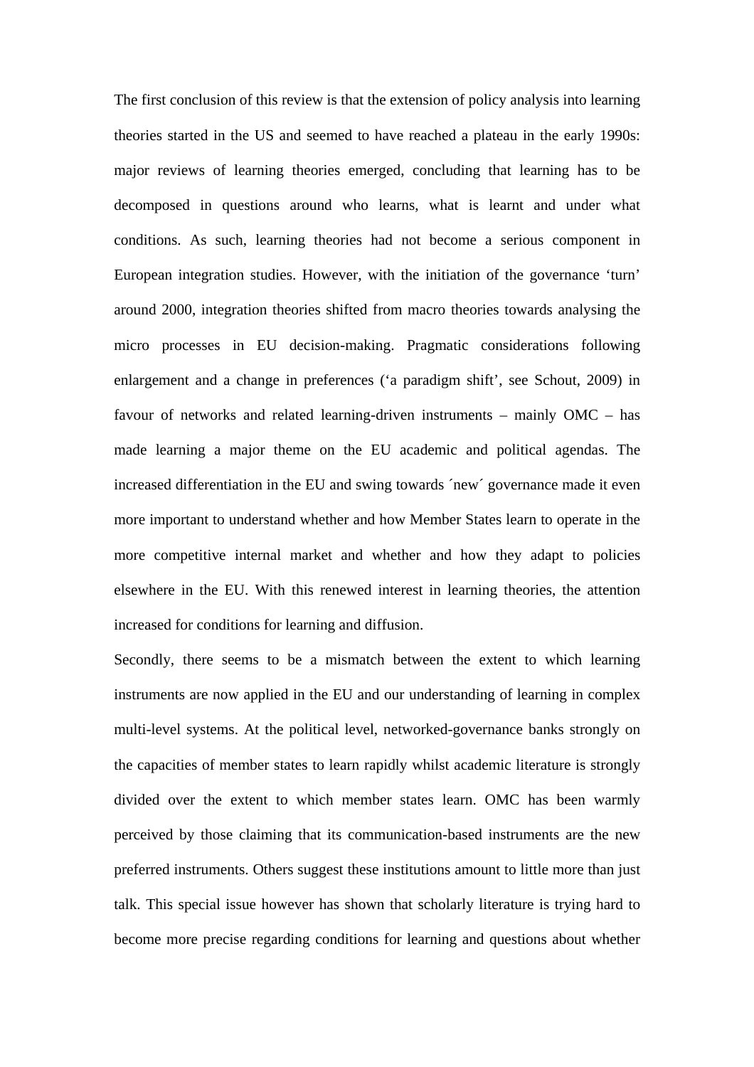The first conclusion of this review is that the extension of policy analysis into learning theories started in the US and seemed to have reached a plateau in the early 1990s: major reviews of learning theories emerged, concluding that learning has to be decomposed in questions around who learns, what is learnt and under what conditions. As such, learning theories had not become a serious component in European integration studies. However, with the initiation of the governance 'turn' around 2000, integration theories shifted from macro theories towards analysing the micro processes in EU decision-making. Pragmatic considerations following enlargement and a change in preferences ('a paradigm shift', see Schout, 2009) in favour of networks and related learning-driven instruments – mainly OMC – has made learning a major theme on the EU academic and political agendas. The increased differentiation in the EU and swing towards ´new´ governance made it even more important to understand whether and how Member States learn to operate in the more competitive internal market and whether and how they adapt to policies elsewhere in the EU. With this renewed interest in learning theories, the attention increased for conditions for learning and diffusion.

Secondly, there seems to be a mismatch between the extent to which learning instruments are now applied in the EU and our understanding of learning in complex multi-level systems. At the political level, networked-governance banks strongly on the capacities of member states to learn rapidly whilst academic literature is strongly divided over the extent to which member states learn. OMC has been warmly perceived by those claiming that its communication-based instruments are the new preferred instruments. Others suggest these institutions amount to little more than just talk. This special issue however has shown that scholarly literature is trying hard to become more precise regarding conditions for learning and questions about whether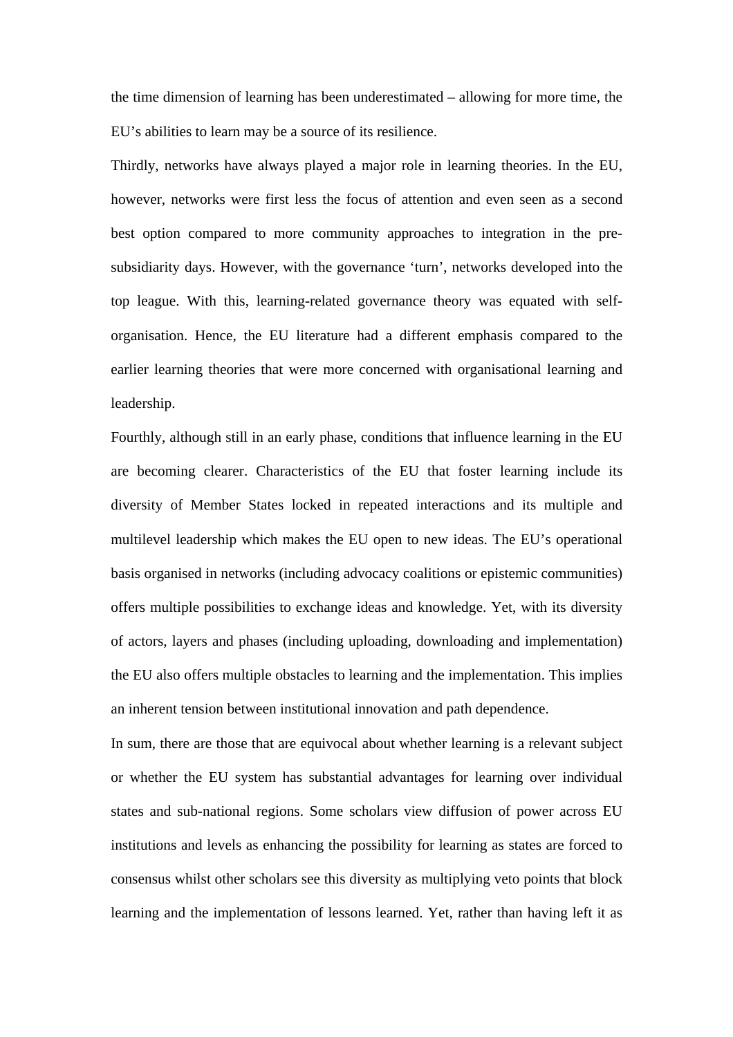the time dimension of learning has been underestimated – allowing for more time, the EU's abilities to learn may be a source of its resilience.

Thirdly, networks have always played a major role in learning theories. In the EU, however, networks were first less the focus of attention and even seen as a second best option compared to more community approaches to integration in the pre-subsidiarity days. However, with the governance 'turn', networks developed into the top league. With this, learning-related governance theory was equated with self-organisation. Hence, the EU literature had a different emphasis compared to the earlier learning theories that were more concerned with organisational learning and leadership.

Fourthly, although still in an early phase, conditions that influence learning in the EU are becoming clearer. Characteristics of the EU that foster learning include its diversity of Member States locked in repeated interactions and its multiple and multilevel leadership which makes the EU open to new ideas. The EU's operational basis organised in networks (including advocacy coalitions or epistemic communities) offers multiple possibilities to exchange ideas and knowledge. Yet, with its diversity of actors, layers and phases (including uploading, downloading and implementation) the EU also offers multiple obstacles to learning and the implementation. This implies an inherent tension between institutional innovation and path dependence.

In sum, there are those that are equivocal about whether learning is a relevant subject or whether the EU system has substantial advantages for learning over individual states and sub-national regions. Some scholars view diffusion of power across EU institutions and levels as enhancing the possibility for learning as states are forced to consensus whilst other scholars see this diversity as multiplying veto points that block learning and the implementation of lessons learned. Yet, rather than having left it as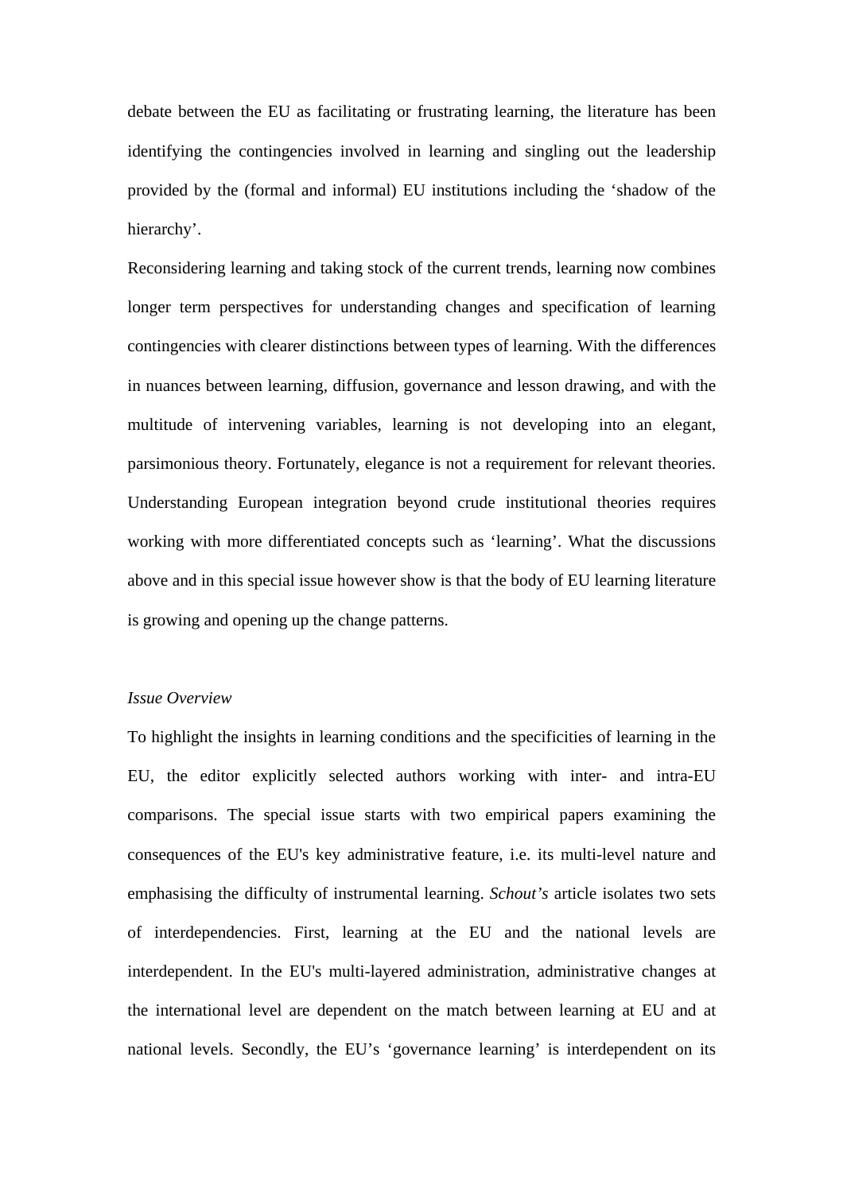debate between the EU as facilitating or frustrating learning, the literature has been identifying the contingencies involved in learning and singling out the leadership provided by the (formal and informal) EU institutions including the 'shadow of the hierarchy'.

Reconsidering learning and taking stock of the current trends, learning now combines longer term perspectives for understanding changes and specification of learning contingencies with clearer distinctions between types of learning. With the differences in nuances between learning, diffusion, governance and lesson drawing, and with the multitude of intervening variables, learning is not developing into an elegant, parsimonious theory. Fortunately, elegance is not a requirement for relevant theories. Understanding European integration beyond crude institutional theories requires working with more differentiated concepts such as 'learning'. What the discussions above and in this special issue however show is that the body of EU learning literature is growing and opening up the change patterns.

*Issue Overview*

To highlight the insights in learning conditions and the specificities of learning in the EU, the editor explicitly selected authors working with inter- and intra-EU comparisons. The special issue starts with two empirical papers examining the consequences of the EU's key administrative feature, i.e. its multi-level nature and emphasising the difficulty of instrumental learning. *Schout's* article isolates two sets of interdependencies. First, learning at the EU and the national levels are interdependent. In the EU's multi-layered administration, administrative changes at the international level are dependent on the match between learning at EU and at national levels. Secondly, the EU's 'governance learning' is interdependent on its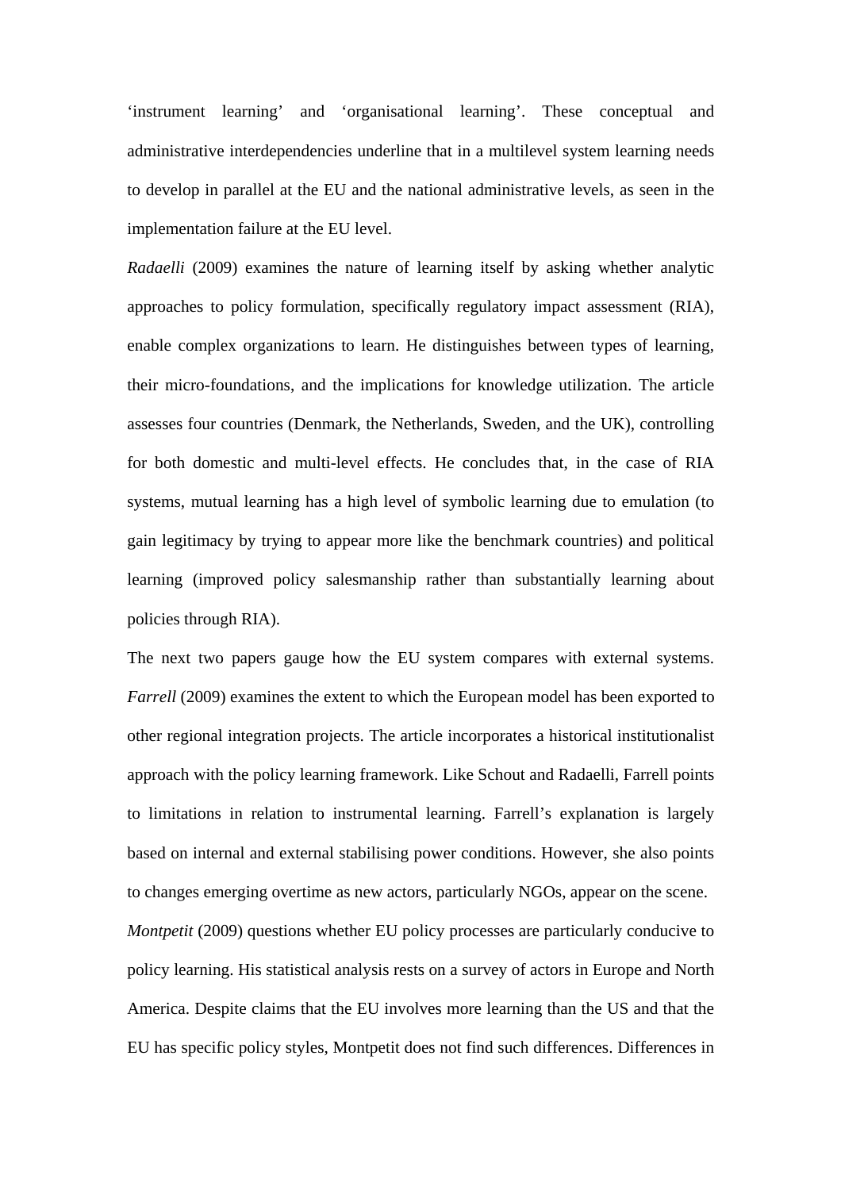‘instrument learning’ and ‘organisational learning’. These conceptual and administrative interdependencies underline that in a multilevel system learning needs to develop in parallel at the EU and the national administrative levels, as seen in the implementation failure at the EU level.

*Radaelli* (2009) examines the nature of learning itself by asking whether analytic approaches to policy formulation, specifically regulatory impact assessment (RIA), enable complex organizations to learn. He distinguishes between types of learning, their micro-foundations, and the implications for knowledge utilization. The article assesses four countries (Denmark, the Netherlands, Sweden, and the UK), controlling for both domestic and multi-level effects. He concludes that, in the case of RIA systems, mutual learning has a high level of symbolic learning due to emulation (to gain legitimacy by trying to appear more like the benchmark countries) and political learning (improved policy salesmanship rather than substantially learning about policies through RIA).

The next two papers gauge how the EU system compares with external systems. *Farrell* (2009) examines the extent to which the European model has been exported to other regional integration projects. The article incorporates a historical institutionalist approach with the policy learning framework. Like Schout and Radaelli, Farrell points to limitations in relation to instrumental learning. Farrell’s explanation is largely based on internal and external stabilising power conditions. However, she also points to changes emerging overtime as new actors, particularly NGOs, appear on the scene.

*Montpetit* (2009) questions whether EU policy processes are particularly conducive to policy learning. His statistical analysis rests on a survey of actors in Europe and North America. Despite claims that the EU involves more learning than the US and that the EU has specific policy styles, Montpetit does not find such differences. Differences in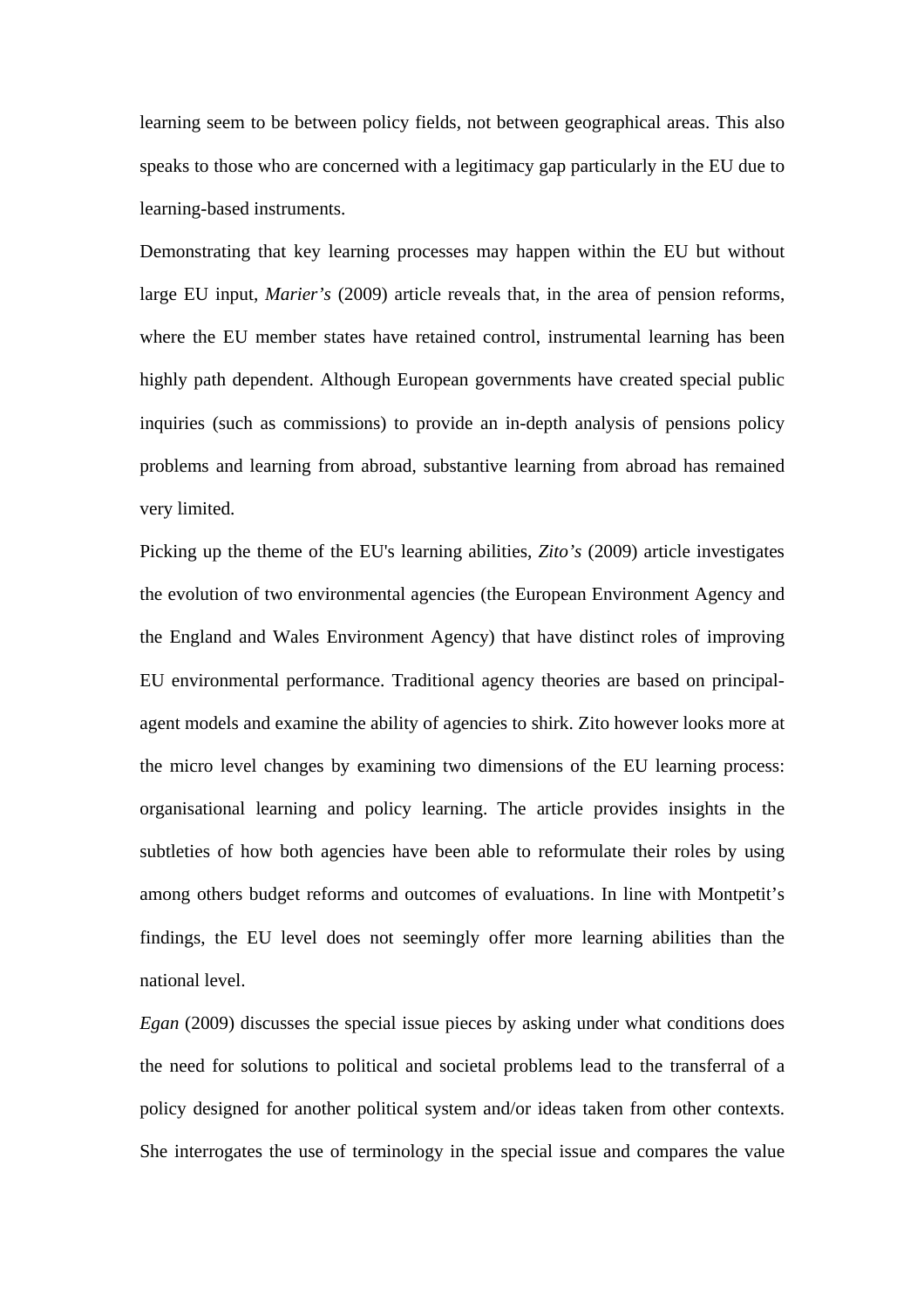learning seem to be between policy fields, not between geographical areas. This also speaks to those who are concerned with a legitimacy gap particularly in the EU due to learning-based instruments.

Demonstrating that key learning processes may happen within the EU but without large EU input, *Marier's* (2009) article reveals that, in the area of pension reforms, where the EU member states have retained control, instrumental learning has been highly path dependent. Although European governments have created special public inquiries (such as commissions) to provide an in-depth analysis of pensions policy problems and learning from abroad, substantive learning from abroad has remained very limited.

Picking up the theme of the EU's learning abilities, *Zito's* (2009) article investigates the evolution of two environmental agencies (the European Environment Agency and the England and Wales Environment Agency) that have distinct roles of improving EU environmental performance. Traditional agency theories are based on principal-agent models and examine the ability of agencies to shirk. Zito however looks more at the micro level changes by examining two dimensions of the EU learning process: organisational learning and policy learning. The article provides insights in the subtleties of how both agencies have been able to reformulate their roles by using among others budget reforms and outcomes of evaluations. In line with Montpetit's findings, the EU level does not seemingly offer more learning abilities than the national level.

*Egan* (2009) discusses the special issue pieces by asking under what conditions does the need for solutions to political and societal problems lead to the transferral of a policy designed for another political system and/or ideas taken from other contexts. She interrogates the use of terminology in the special issue and compares the value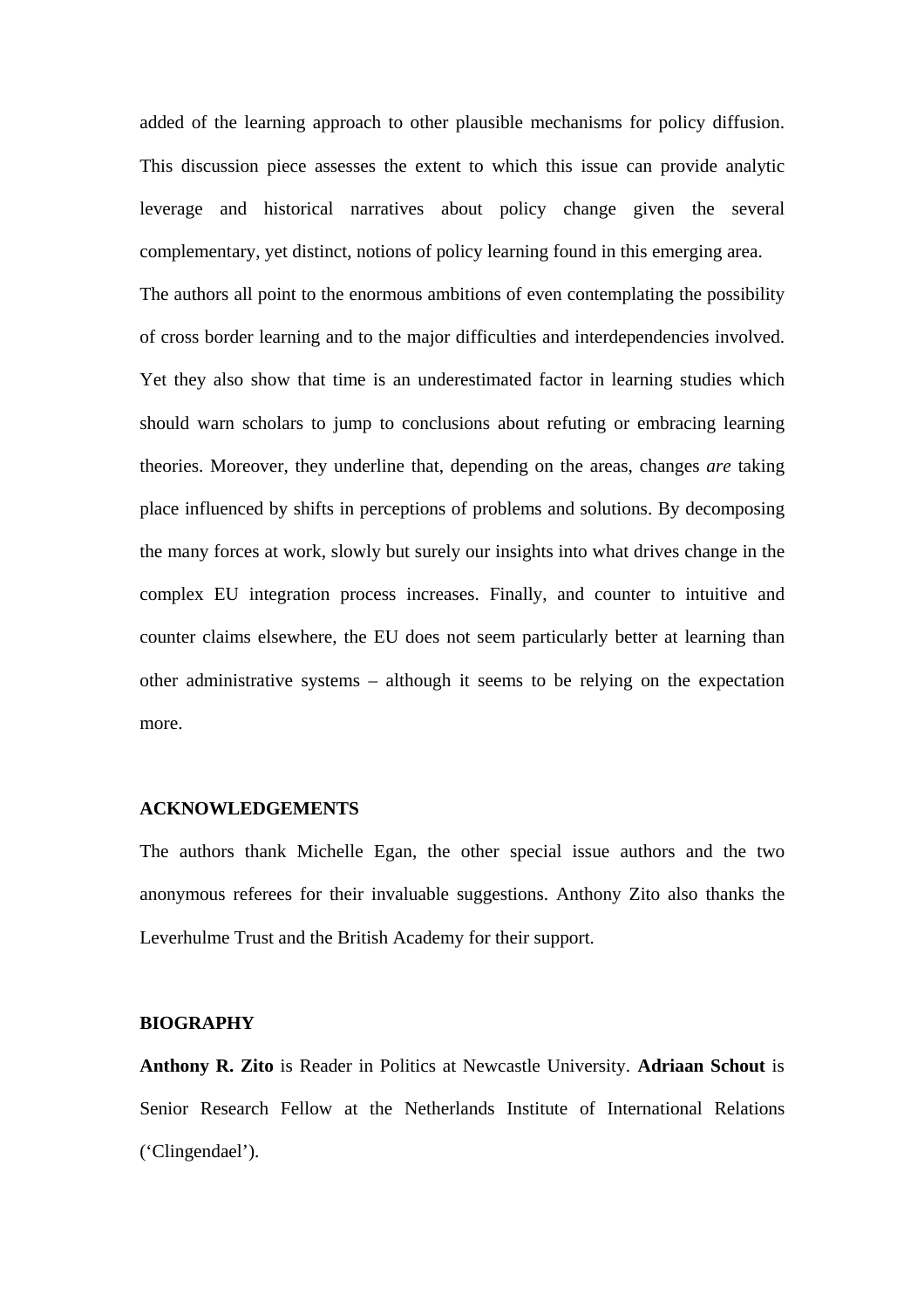added of the learning approach to other plausible mechanisms for policy diffusion. This discussion piece assesses the extent to which this issue can provide analytic leverage and historical narratives about policy change given the several complementary, yet distinct, notions of policy learning found in this emerging area.

The authors all point to the enormous ambitions of even contemplating the possibility of cross border learning and to the major difficulties and interdependencies involved. Yet they also show that time is an underestimated factor in learning studies which should warn scholars to jump to conclusions about refuting or embracing learning theories. Moreover, they underline that, depending on the areas, changes *are* taking place influenced by shifts in perceptions of problems and solutions. By decomposing the many forces at work, slowly but surely our insights into what drives change in the complex EU integration process increases. Finally, and counter to intuitive and counter claims elsewhere, the EU does not seem particularly better at learning than other administrative systems – although it seems to be relying on the expectation more.

**ACKNOWLEDGEMENTS**

The authors thank Michelle Egan, the other special issue authors and the two anonymous referees for their invaluable suggestions. Anthony Zito also thanks the Leverhulme Trust and the British Academy for their support.

**BIOGRAPHY**

**Anthony R. Zito** is Reader in Politics at Newcastle University. **Adriaan Schout** is Senior Research Fellow at the Netherlands Institute of International Relations ('Clingendael').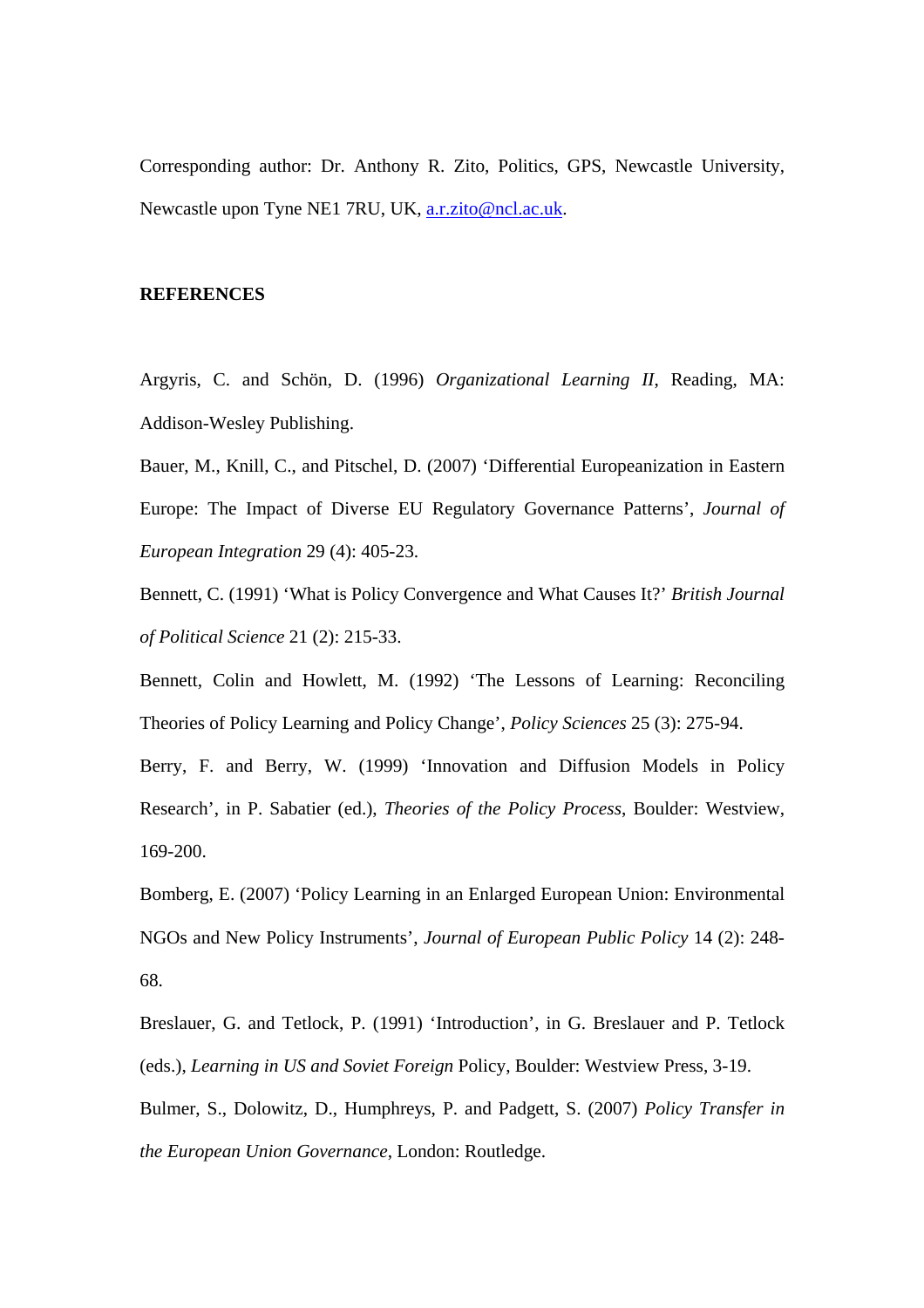Corresponding author: Dr. Anthony R. Zito, Politics, GPS, Newcastle University, Newcastle upon Tyne NE1 7RU, UK, a.r.zito@ncl.ac.uk.

**REFERENCES**

Argyris, C. and Schön, D. (1996) *Organizational Learning II*, Reading, MA: Addison-Wesley Publishing.

Bauer, M., Knill, C., and Pitschel, D. (2007) 'Differential Europeanization in Eastern Europe: The Impact of Diverse EU Regulatory Governance Patterns', *Journal of European Integration* 29 (4): 405-23.

Bennett, C. (1991) 'What is Policy Convergence and What Causes It?' *British Journal of Political Science* 21 (2): 215-33.

Bennett, Colin and Howlett, M. (1992) 'The Lessons of Learning: Reconciling Theories of Policy Learning and Policy Change', *Policy Sciences* 25 (3): 275-94.

Berry, F. and Berry, W. (1999) 'Innovation and Diffusion Models in Policy Research', in P. Sabatier (ed.), *Theories of the Policy Process*, Boulder: Westview, 169-200.

Bomberg, E. (2007) 'Policy Learning in an Enlarged European Union: Environmental NGOs and New Policy Instruments', *Journal of European Public Policy* 14 (2): 248-68.

Breslauer, G. and Tetlock, P. (1991) 'Introduction', in G. Breslauer and P. Tetlock (eds.), *Learning in US and Soviet Foreign* Policy, Boulder: Westview Press, 3-19.

Bulmer, S., Dolowitz, D., Humphreys, P. and Padgett, S. (2007) *Policy Transfer in the European Union Governance*, London: Routledge.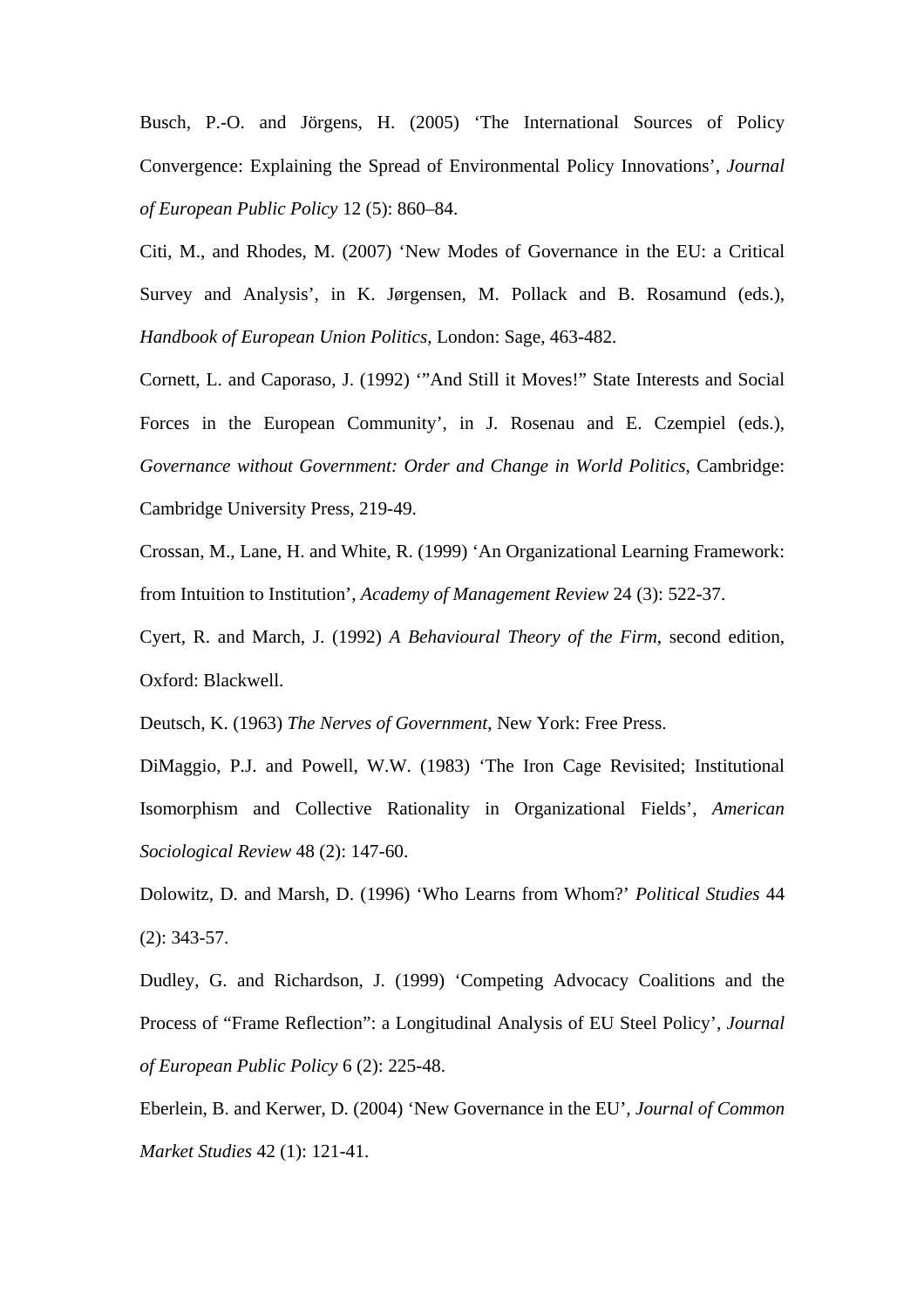Busch, P.-O. and Jörgens, H. (2005) ‘The International Sources of Policy Convergence: Explaining the Spread of Environmental Policy Innovations’, *Journal of European Public Policy* 12 (5): 860–84.

Citi, M., and Rhodes, M. (2007) ‘New Modes of Governance in the EU: a Critical Survey and Analysis’, in K. Jørgensen, M. Pollack and B. Rosamund (eds.), *Handbook of European Union Politics*, London: Sage, 463-482.

Cornett, L. and Caporaso, J. (1992) ‘”And Still it Moves!” State Interests and Social Forces in the European Community’, in J. Rosenau and E. Czempiel (eds.), *Governance without Government: Order and Change in World Politics*, Cambridge: Cambridge University Press, 219-49.

Crossan, M., Lane, H. and White, R. (1999) ‘An Organizational Learning Framework: from Intuition to Institution’, *Academy of Management Review* 24 (3): 522-37.

Cyert, R. and March, J. (1992) *A Behavioural Theory of the Firm*, second edition, Oxford: Blackwell.

Deutsch, K. (1963) *The Nerves of Government*, New York: Free Press.

DiMaggio, P.J. and Powell, W.W. (1983) ‘The Iron Cage Revisited; Institutional Isomorphism and Collective Rationality in Organizational Fields’, *American Sociological Review* 48 (2): 147-60.

Dolowitz, D. and Marsh, D. (1996) ‘Who Learns from Whom?’ *Political Studies* 44 (2): 343-57.

Dudley, G. and Richardson, J. (1999) ‘Competing Advocacy Coalitions and the Process of “Frame Reflection”: a Longitudinal Analysis of EU Steel Policy’, *Journal of European Public Policy* 6 (2): 225-48.

Eberlein, B. and Kerwer, D. (2004) ‘New Governance in the EU’, *Journal of Common Market Studies* 42 (1): 121-41.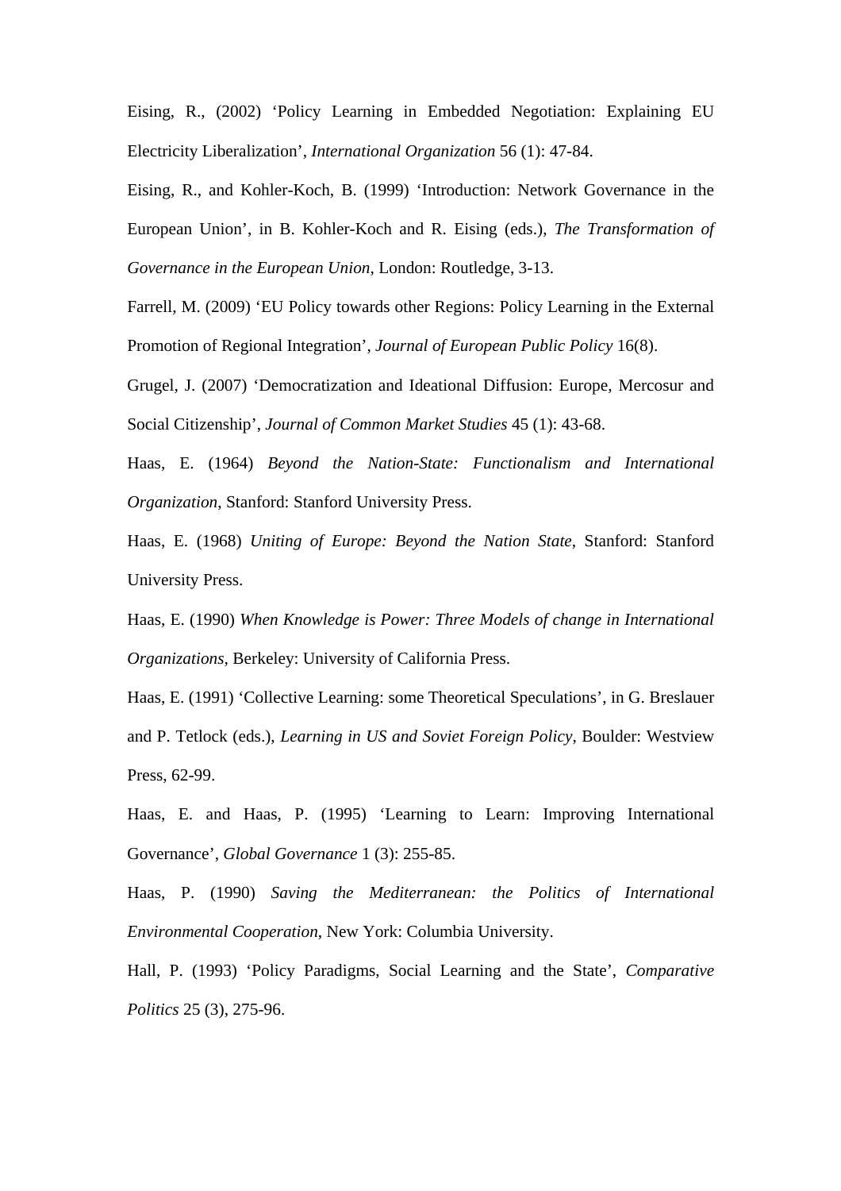Eising, R., (2002) 'Policy Learning in Embedded Negotiation: Explaining EU Electricity Liberalization', *International Organization* 56 (1): 47-84.

Eising, R., and Kohler-Koch, B. (1999) 'Introduction: Network Governance in the European Union', in B. Kohler-Koch and R. Eising (eds.), *The Transformation of Governance in the European Union*, London: Routledge, 3-13.

Farrell, M. (2009) 'EU Policy towards other Regions: Policy Learning in the External Promotion of Regional Integration', *Journal of European Public Policy* 16(8).

Grugel, J. (2007) 'Democratization and Ideational Diffusion: Europe, Mercosur and Social Citizenship', *Journal of Common Market Studies* 45 (1): 43-68.

Haas, E. (1964) *Beyond the Nation-State: Functionalism and International Organization*, Stanford: Stanford University Press.

Haas, E. (1968) *Uniting of Europe: Beyond the Nation State*, Stanford: Stanford University Press.

Haas, E. (1990) *When Knowledge is Power: Three Models of change in International Organizations*, Berkeley: University of California Press.

Haas, E. (1991) 'Collective Learning: some Theoretical Speculations', in G. Breslauer and P. Tetlock (eds.), *Learning in US and Soviet Foreign Policy*, Boulder: Westview Press, 62-99.

Haas, E. and Haas, P. (1995) 'Learning to Learn: Improving International Governance', *Global Governance* 1 (3): 255-85.

Haas, P. (1990) *Saving the Mediterranean: the Politics of International Environmental Cooperation*, New York: Columbia University.

Hall, P. (1993) 'Policy Paradigms, Social Learning and the State', *Comparative Politics* 25 (3), 275-96.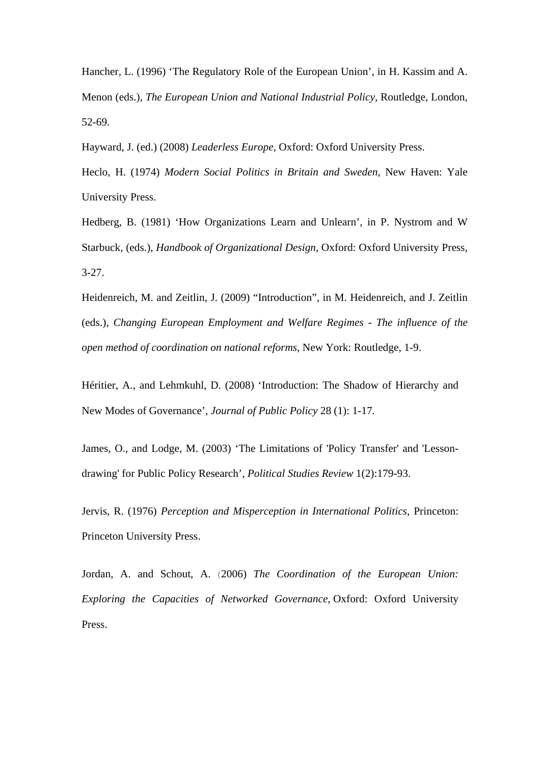Hancher, L. (1996) 'The Regulatory Role of the European Union', in H. Kassim and A. Menon (eds.), *The European Union and National Industrial Policy*, Routledge, London, 52-69.

Hayward, J. (ed.) (2008) *Leaderless Europe*, Oxford: Oxford University Press.

Heclo, H. (1974) *Modern Social Politics in Britain and Sweden*, New Haven: Yale University Press.

Hedberg, B. (1981) 'How Organizations Learn and Unlearn', in P. Nystrom and W Starbuck, (eds.), *Handbook of Organizational Design*, Oxford: Oxford University Press, 3-27.

Heidenreich, M. and Zeitlin, J. (2009) "Introduction", in M. Heidenreich, and J. Zeitlin (eds.), *Changing European Employment and Welfare Regimes - The influence of the open method of coordination on national reforms*, New York: Routledge, 1-9.

Héritier, A., and Lehmkuhl, D. (2008) 'Introduction: The Shadow of Hierarchy and New Modes of Governance', *Journal of Public Policy* 28 (1): 1-17.

James, O., and Lodge, M. (2003) 'The Limitations of 'Policy Transfer' and 'Lesson-drawing' for Public Policy Research', *Political Studies Review* 1(2):179-93.

Jervis, R. (1976) *Perception and Misperception in International Politics*, Princeton: Princeton University Press.

Jordan, A. and Schout, A. (2006) *The Coordination of the European Union: Exploring the Capacities of Networked Governance*, Oxford: Oxford University Press.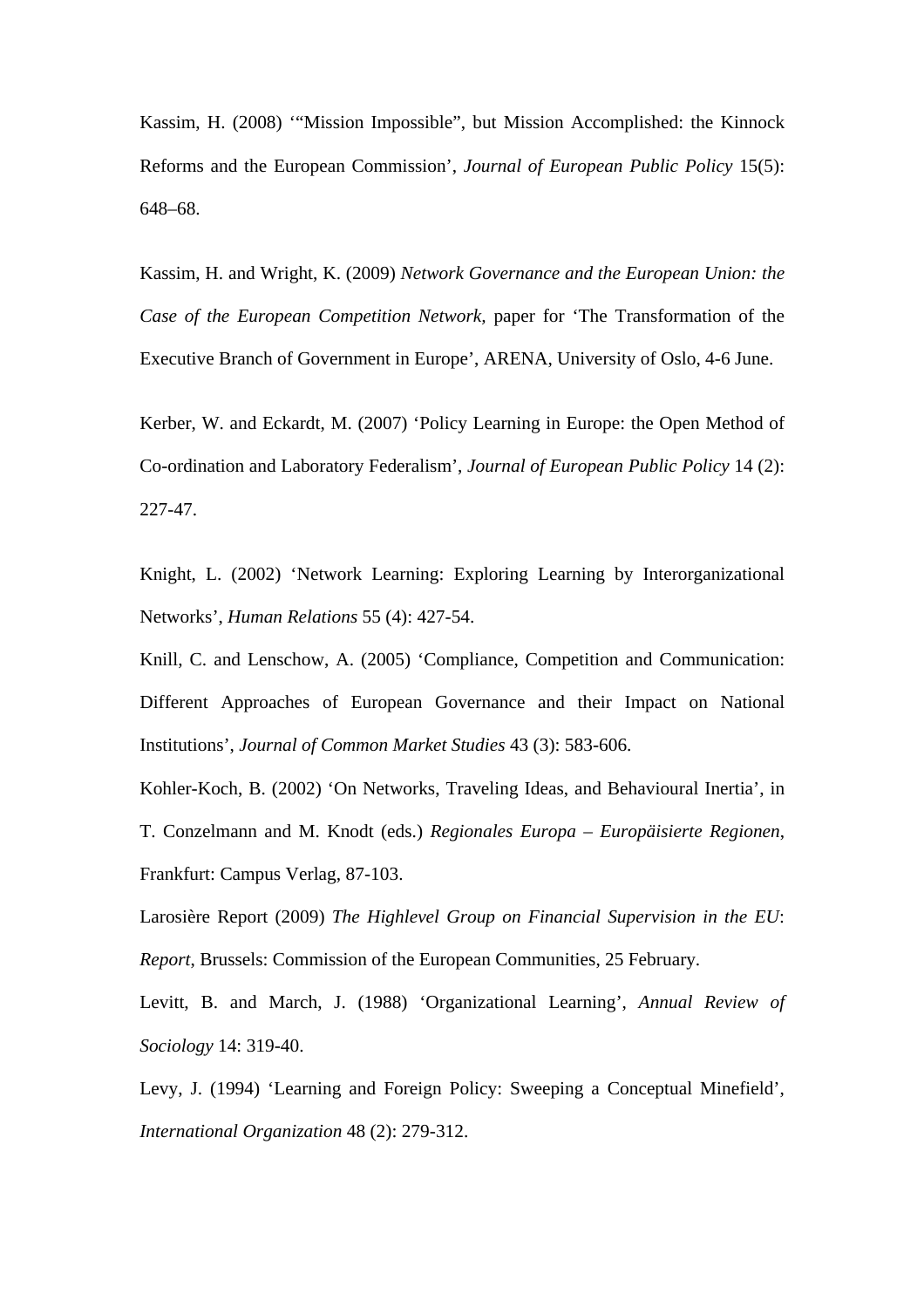Kassim, H. (2008) '"Mission Impossible", but Mission Accomplished: the Kinnock Reforms and the European Commission', *Journal of European Public Policy* 15(5): 648–68.

Kassim, H. and Wright, K. (2009) *Network Governance and the European Union: the Case of the European Competition Network*, paper for 'The Transformation of the Executive Branch of Government in Europe', ARENA, University of Oslo, 4-6 June.

Kerber, W. and Eckardt, M. (2007) 'Policy Learning in Europe: the Open Method of Co-ordination and Laboratory Federalism', *Journal of European Public Policy* 14 (2): 227-47.

Knight, L. (2002) 'Network Learning: Exploring Learning by Interorganizational Networks', *Human Relations* 55 (4): 427-54.

Knill, C. and Lenschow, A. (2005) 'Compliance, Competition and Communication: Different Approaches of European Governance and their Impact on National Institutions', *Journal of Common Market Studies* 43 (3): 583-606.

Kohler-Koch, B. (2002) 'On Networks, Traveling Ideas, and Behavioural Inertia', in T. Conzelmann and M. Knodt (eds.) *Regionales Europa – Europäisierte Regionen*, Frankfurt: Campus Verlag, 87-103.

Larosière Report (2009) *The Highlevel Group on Financial Supervision in the EU*: *Report*, Brussels: Commission of the European Communities, 25 February.

Levitt, B. and March, J. (1988) 'Organizational Learning', *Annual Review of Sociology* 14: 319-40.

Levy, J. (1994) 'Learning and Foreign Policy: Sweeping a Conceptual Minefield', *International Organization* 48 (2): 279-312.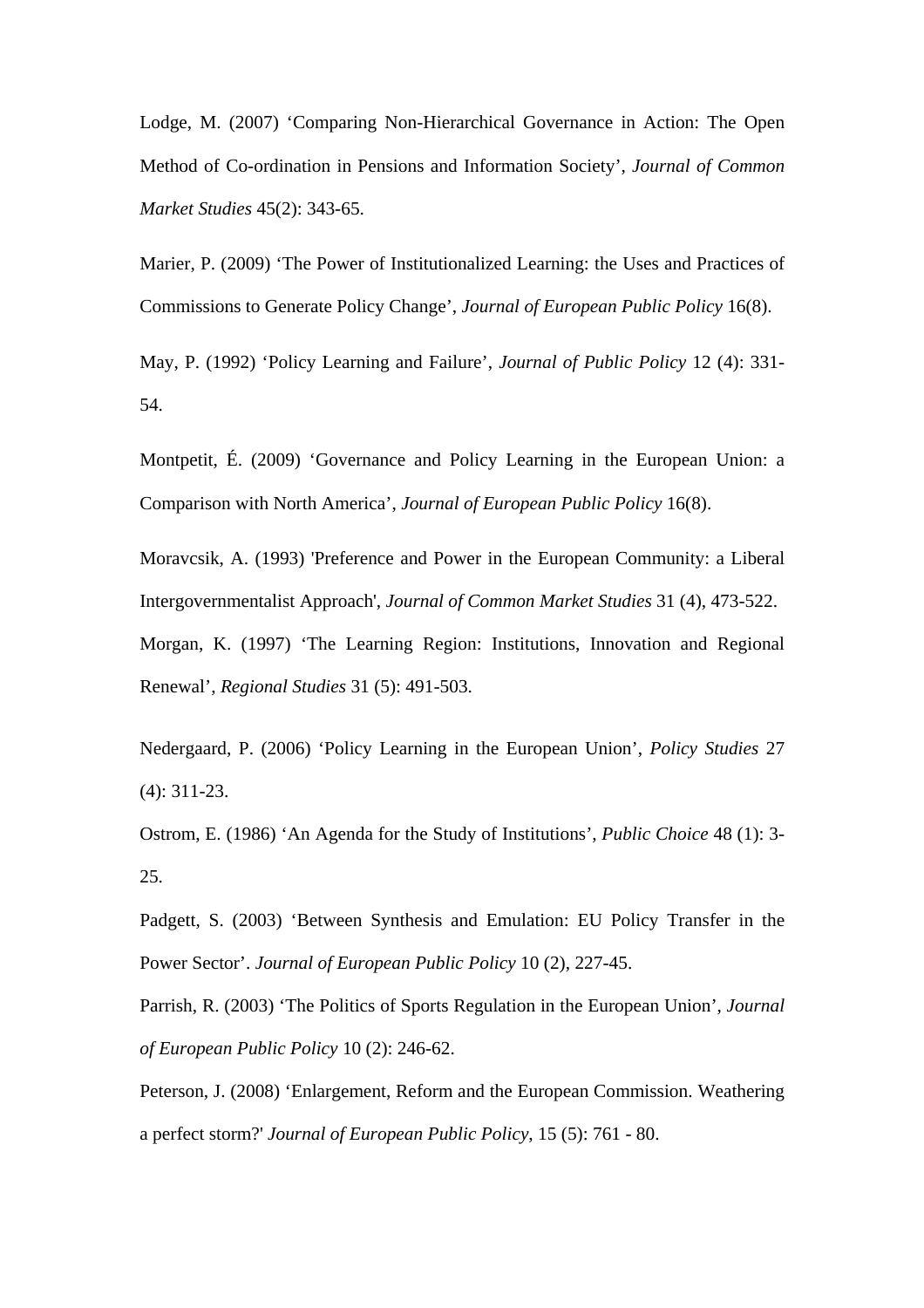Lodge, M. (2007) ‘Comparing Non-Hierarchical Governance in Action: The Open Method of Co-ordination in Pensions and Information Society’, *Journal of Common Market Studies* 45(2): 343-65.

Marier, P. (2009) ‘The Power of Institutionalized Learning: the Uses and Practices of Commissions to Generate Policy Change’, *Journal of European Public Policy* 16(8).

May, P. (1992) ‘Policy Learning and Failure’, *Journal of Public Policy* 12 (4): 331-54.

Montpetit, É. (2009) ‘Governance and Policy Learning in the European Union: a Comparison with North America’, *Journal of European Public Policy* 16(8).

Moravcsik, A. (1993) 'Preference and Power in the European Community: a Liberal Intergovernmentalist Approach', *Journal of Common Market Studies* 31 (4), 473-522.

Morgan, K. (1997) ‘The Learning Region: Institutions, Innovation and Regional Renewal’, *Regional Studies* 31 (5): 491-503.

Nedergaard, P. (2006) ‘Policy Learning in the European Union’, *Policy Studies* 27 (4): 311-23.

Ostrom, E. (1986) ‘An Agenda for the Study of Institutions’, *Public Choice* 48 (1): 3-25.

Padgett, S. (2003) ‘Between Synthesis and Emulation: EU Policy Transfer in the Power Sector’. *Journal of European Public Policy* 10 (2), 227-45.

Parrish, R. (2003) ‘The Politics of Sports Regulation in the European Union’, *Journal of European Public Policy* 10 (2): 246-62.

Peterson, J. (2008) ‘Enlargement, Reform and the European Commission. Weathering a perfect storm?' *Journal of European Public Policy*, 15 (5): 761 - 80.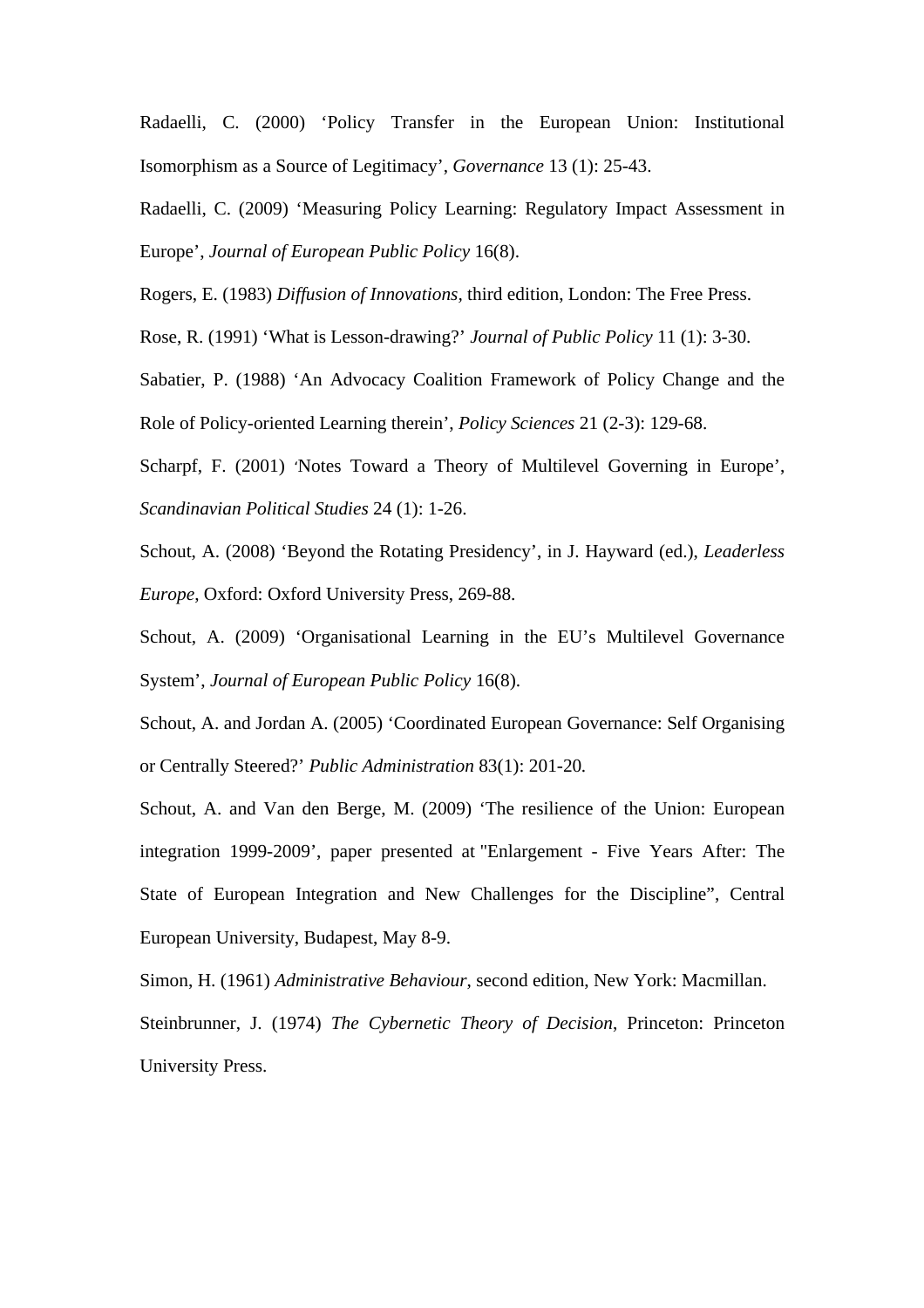Radaelli, C. (2000) ‘Policy Transfer in the European Union: Institutional Isomorphism as a Source of Legitimacy’, *Governance* 13 (1): 25-43.

Radaelli, C. (2009) ‘Measuring Policy Learning: Regulatory Impact Assessment in Europe’, *Journal of European Public Policy* 16(8).

Rogers, E. (1983) *Diffusion of Innovations*, third edition, London: The Free Press.

Rose, R. (1991) ‘What is Lesson-drawing?’ *Journal of Public Policy* 11 (1): 3-30.

Sabatier, P. (1988) ‘An Advocacy Coalition Framework of Policy Change and the Role of Policy-oriented Learning therein’, *Policy Sciences* 21 (2-3): 129-68.

Scharpf, F. (2001) ‘Notes Toward a Theory of Multilevel Governing in Europe’, *Scandinavian Political Studies* 24 (1): 1-26.

Schout, A. (2008) ‘Beyond the Rotating Presidency’, in J. Hayward (ed.), *Leaderless Europe*, Oxford: Oxford University Press, 269-88.

Schout, A. (2009) ‘Organisational Learning in the EU’s Multilevel Governance System’, *Journal of European Public Policy* 16(8).

Schout, A. and Jordan A. (2005) ‘Coordinated European Governance: Self Organising or Centrally Steered?’ *Public Administration* 83(1): 201-20.

Schout, A. and Van den Berge, M. (2009) ‘The resilience of the Union: European integration 1999-2009’, paper presented at "Enlargement - Five Years After: The State of European Integration and New Challenges for the Discipline”, Central European University, Budapest, May 8-9.

Simon, H. (1961) *Administrative Behaviour*, second edition, New York: Macmillan.

Steinbrunner, J. (1974) *The Cybernetic Theory of Decision*, Princeton: Princeton University Press.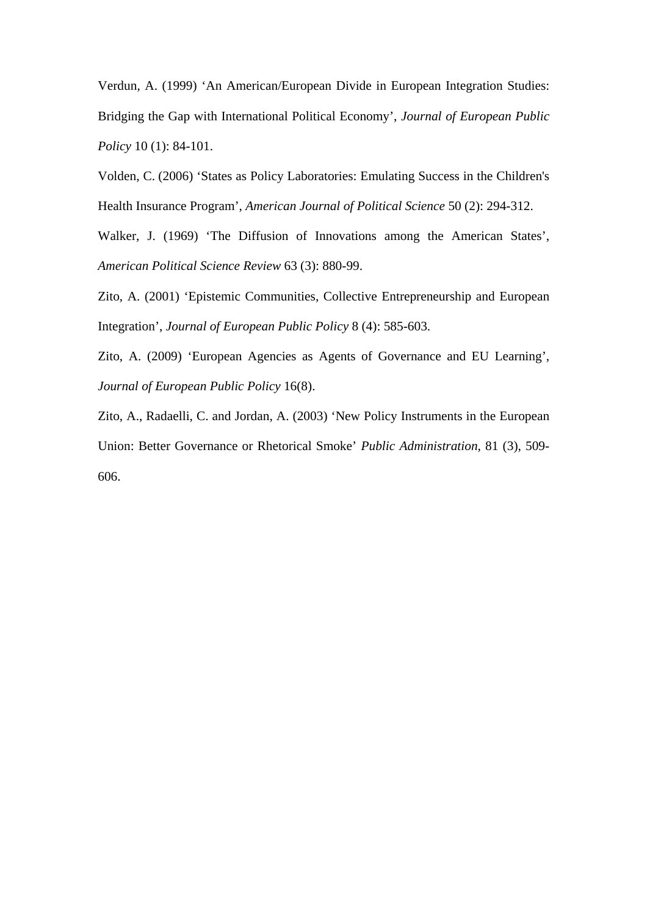Verdun, A. (1999) ‘An American/European Divide in European Integration Studies: Bridging the Gap with International Political Economy’, *Journal of European Public Policy* 10 (1): 84-101.

Volden, C. (2006) ‘States as Policy Laboratories: Emulating Success in the Children's Health Insurance Program’, *American Journal of Political Science* 50 (2): 294-312.

Walker, J. (1969) ‘The Diffusion of Innovations among the American States’, *American Political Science Review* 63 (3): 880-99.

Zito, A. (2001) ‘Epistemic Communities, Collective Entrepreneurship and European Integration’, *Journal of European Public Policy* 8 (4): 585-603.

Zito, A. (2009) ‘European Agencies as Agents of Governance and EU Learning’, *Journal of European Public Policy* 16(8).

Zito, A., Radaelli, C. and Jordan, A. (2003) ‘New Policy Instruments in the European Union: Better Governance or Rhetorical Smoke’ *Public Administration*, 81 (3), 509-606.